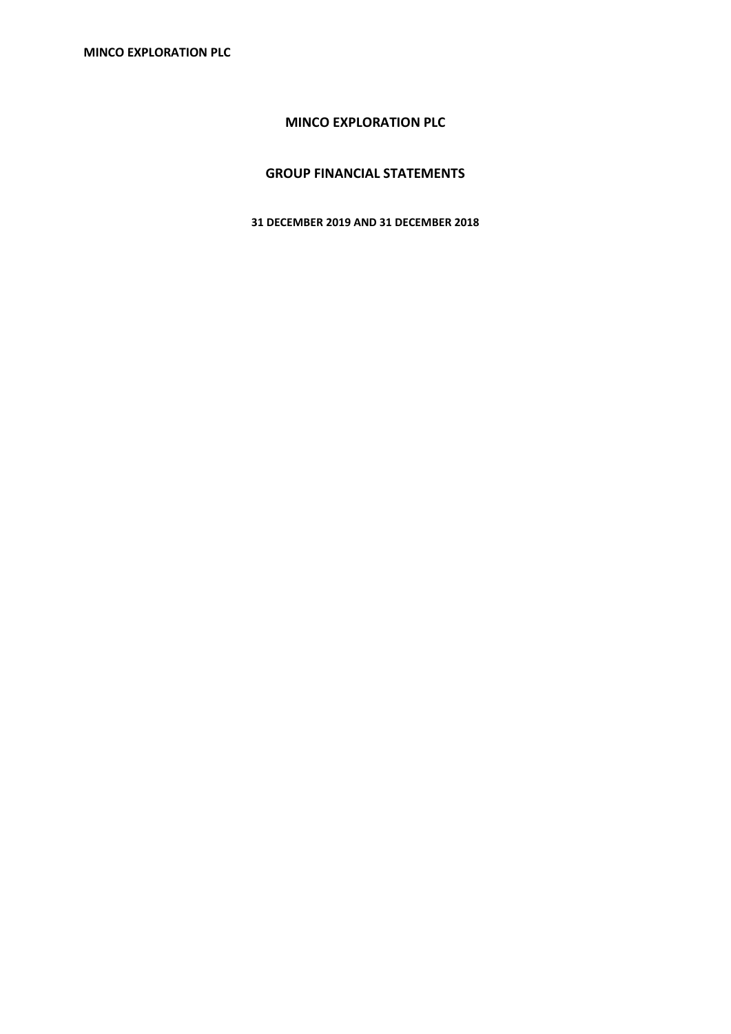# MINCO EXPLORATION PLC

## GROUP FINANCIAL STATEMENTS

**31 DECEMBER 2019 AND 31 DECEMBER 2018**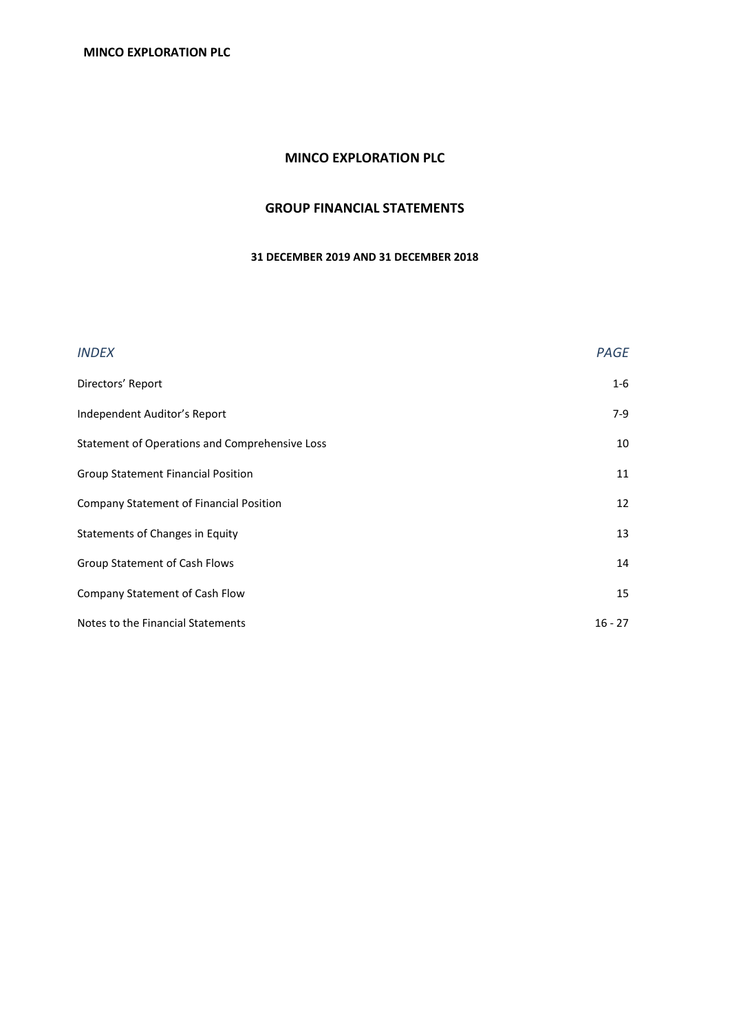# MINCO EXPLORATION PLC

## GROUP FINANCIAL STATEMENTS

### 31 DECEMBER 2019 AND 31 DECEMBER 2018

| *INDEX* | *PAGE* |
| --- | --- |
| Directors' Report | 1-6 |
| Independent Auditor's Report | 7-9 |
| Statement of Operations and Comprehensive Loss | 10 |
| Group Statement Financial Position | 11 |
| Company Statement of Financial Position | 12 |
| Statements of Changes in Equity | 13 |
| Group Statement of Cash Flows | 14 |
| Company Statement of Cash Flow | 15 |
| Notes to the Financial Statements | 16 - 27 |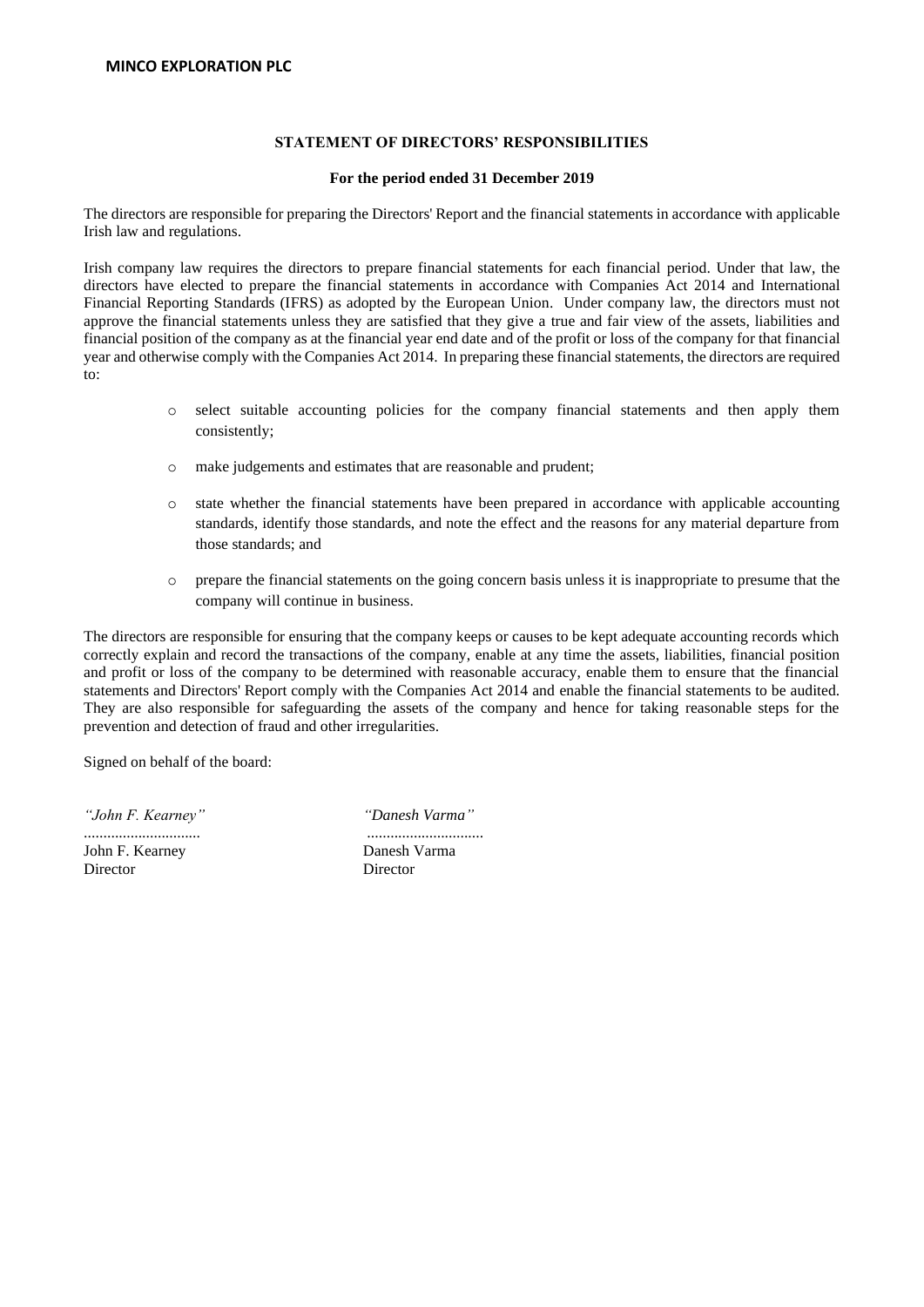# STATEMENT OF DIRECTORS' RESPONSIBILITIES

**For the period ended 31 December 2019**

The directors are responsible for preparing the Directors' Report and the financial statements in accordance with applicable Irish law and regulations.

Irish company law requires the directors to prepare financial statements for each financial period. Under that law, the directors have elected to prepare the financial statements in accordance with Companies Act 2014 and International Financial Reporting Standards (IFRS) as adopted by the European Union. Under company law, the directors must not approve the financial statements unless they are satisfied that they give a true and fair view of the assets, liabilities and financial position of the company as at the financial year end date and of the profit or loss of the company for that financial year and otherwise comply with the Companies Act 2014. In preparing these financial statements, the directors are required to:

- select suitable accounting policies for the company financial statements and then apply them consistently;
- make judgements and estimates that are reasonable and prudent;
- state whether the financial statements have been prepared in accordance with applicable accounting standards, identify those standards, and note the effect and the reasons for any material departure from those standards; and
- prepare the financial statements on the going concern basis unless it is inappropriate to presume that the company will continue in business.

The directors are responsible for ensuring that the company keeps or causes to be kept adequate accounting records which correctly explain and record the transactions of the company, enable at any time the assets, liabilities, financial position and profit or loss of the company to be determined with reasonable accuracy, enable them to ensure that the financial statements and Directors' Report comply with the Companies Act 2014 and enable the financial statements to be audited. They are also responsible for safeguarding the assets of the company and hence for taking reasonable steps for the prevention and detection of fraud and other irregularities.

Signed on behalf of the board:

| | |
|---|---|
| *"John F. Kearney"* | *"Danesh Varma"* |
| .............................. | .............................. |
| John F. Kearney | Danesh Varma |
| Director | Director |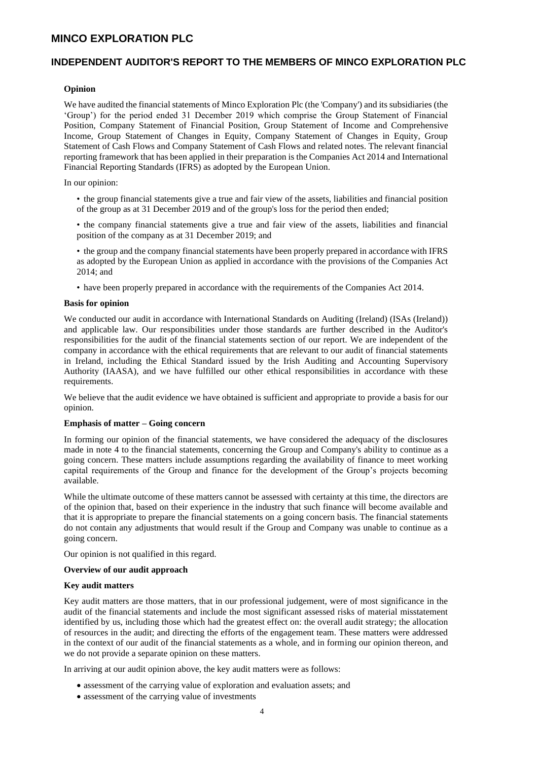# MINCO EXPLORATION PLC

## INDEPENDENT AUDITOR'S REPORT TO THE MEMBERS OF MINCO EXPLORATION PLC

**Opinion**

We have audited the financial statements of Minco Exploration Plc (the 'Company') and its subsidiaries (the 'Group') for the period ended 31 December 2019 which comprise the Group Statement of Financial Position, Company Statement of Financial Position, Group Statement of Income and Comprehensive Income, Group Statement of Changes in Equity, Company Statement of Changes in Equity, Group Statement of Cash Flows and Company Statement of Cash Flows and related notes. The relevant financial reporting framework that has been applied in their preparation is the Companies Act 2014 and International Financial Reporting Standards (IFRS) as adopted by the European Union.

In our opinion:

- the group financial statements give a true and fair view of the assets, liabilities and financial position of the group as at 31 December 2019 and of the group's loss for the period then ended;
- the company financial statements give a true and fair view of the assets, liabilities and financial position of the company as at 31 December 2019; and
- the group and the company financial statements have been properly prepared in accordance with IFRS as adopted by the European Union as applied in accordance with the provisions of the Companies Act 2014; and
- have been properly prepared in accordance with the requirements of the Companies Act 2014.

**Basis for opinion**

We conducted our audit in accordance with International Standards on Auditing (Ireland) (ISAs (Ireland)) and applicable law. Our responsibilities under those standards are further described in the Auditor's responsibilities for the audit of the financial statements section of our report. We are independent of the company in accordance with the ethical requirements that are relevant to our audit of financial statements in Ireland, including the Ethical Standard issued by the Irish Auditing and Accounting Supervisory Authority (IAASA), and we have fulfilled our other ethical responsibilities in accordance with these requirements.

We believe that the audit evidence we have obtained is sufficient and appropriate to provide a basis for our opinion.

**Emphasis of matter – Going concern**

In forming our opinion of the financial statements, we have considered the adequacy of the disclosures made in note 4 to the financial statements, concerning the Group and Company's ability to continue as a going concern. These matters include assumptions regarding the availability of finance to meet working capital requirements of the Group and finance for the development of the Group's projects becoming available.

While the ultimate outcome of these matters cannot be assessed with certainty at this time, the directors are of the opinion that, based on their experience in the industry that such finance will become available and that it is appropriate to prepare the financial statements on a going concern basis. The financial statements do not contain any adjustments that would result if the Group and Company was unable to continue as a going concern.

Our opinion is not qualified in this regard.

**Overview of our audit approach**

**Key audit matters**

Key audit matters are those matters, that in our professional judgement, were of most significance in the audit of the financial statements and include the most significant assessed risks of material misstatement identified by us, including those which had the greatest effect on: the overall audit strategy; the allocation of resources in the audit; and directing the efforts of the engagement team. These matters were addressed in the context of our audit of the financial statements as a whole, and in forming our opinion thereon, and we do not provide a separate opinion on these matters.

In arriving at our audit opinion above, the key audit matters were as follows:

- assessment of the carrying value of exploration and evaluation assets; and
- assessment of the carrying value of investments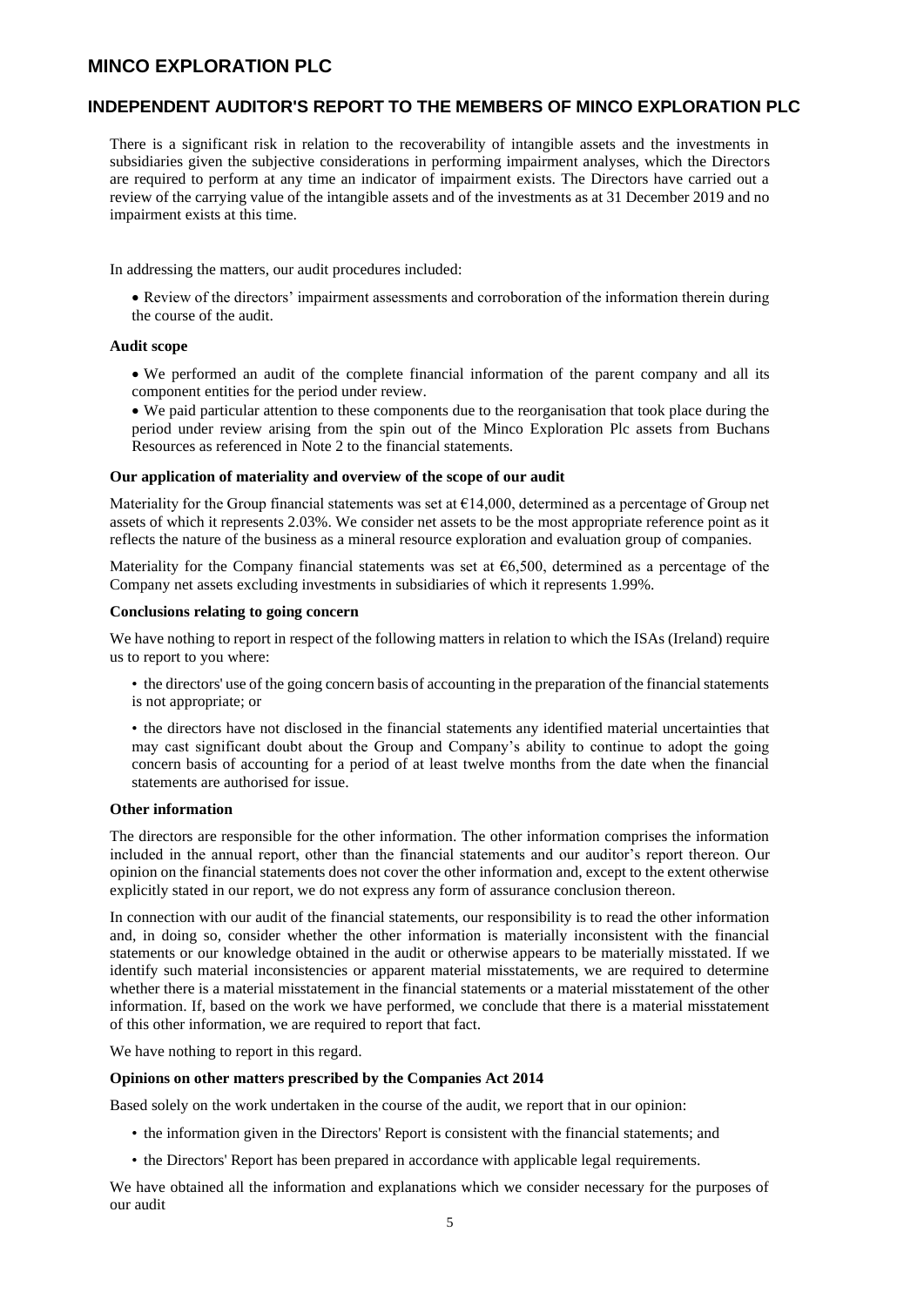There is a significant risk in relation to the recoverability of intangible assets and the investments in subsidiaries given the subjective considerations in performing impairment analyses, which the Directors are required to perform at any time an indicator of impairment exists. The Directors have carried out a review of the carrying value of the intangible assets and of the investments as at 31 December 2019 and no impairment exists at this time.

In addressing the matters, our audit procedures included:

- Review of the directors' impairment assessments and corroboration of the information therein during the course of the audit.

**Audit scope**

- We performed an audit of the complete financial information of the parent company and all its component entities for the period under review.
- We paid particular attention to these components due to the reorganisation that took place during the period under review arising from the spin out of the Minco Exploration Plc assets from Buchans Resources as referenced in Note 2 to the financial statements.

**Our application of materiality and overview of the scope of our audit**

Materiality for the Group financial statements was set at €14,000, determined as a percentage of Group net assets of which it represents 2.03%. We consider net assets to be the most appropriate reference point as it reflects the nature of the business as a mineral resource exploration and evaluation group of companies.

Materiality for the Company financial statements was set at €6,500, determined as a percentage of the Company net assets excluding investments in subsidiaries of which it represents 1.99%.

**Conclusions relating to going concern**

We have nothing to report in respect of the following matters in relation to which the ISAs (Ireland) require us to report to you where:

- the directors' use of the going concern basis of accounting in the preparation of the financial statements is not appropriate; or
- the directors have not disclosed in the financial statements any identified material uncertainties that may cast significant doubt about the Group and Company's ability to continue to adopt the going concern basis of accounting for a period of at least twelve months from the date when the financial statements are authorised for issue.

**Other information**

The directors are responsible for the other information. The other information comprises the information included in the annual report, other than the financial statements and our auditor's report thereon. Our opinion on the financial statements does not cover the other information and, except to the extent otherwise explicitly stated in our report, we do not express any form of assurance conclusion thereon.

In connection with our audit of the financial statements, our responsibility is to read the other information and, in doing so, consider whether the other information is materially inconsistent with the financial statements or our knowledge obtained in the audit or otherwise appears to be materially misstated. If we identify such material inconsistencies or apparent material misstatements, we are required to determine whether there is a material misstatement in the financial statements or a material misstatement of the other information. If, based on the work we have performed, we conclude that there is a material misstatement of this other information, we are required to report that fact.

We have nothing to report in this regard.

**Opinions on other matters prescribed by the Companies Act 2014**

Based solely on the work undertaken in the course of the audit, we report that in our opinion:

- the information given in the Directors' Report is consistent with the financial statements; and
- the Directors' Report has been prepared in accordance with applicable legal requirements.

We have obtained all the information and explanations which we consider necessary for the purposes of our audit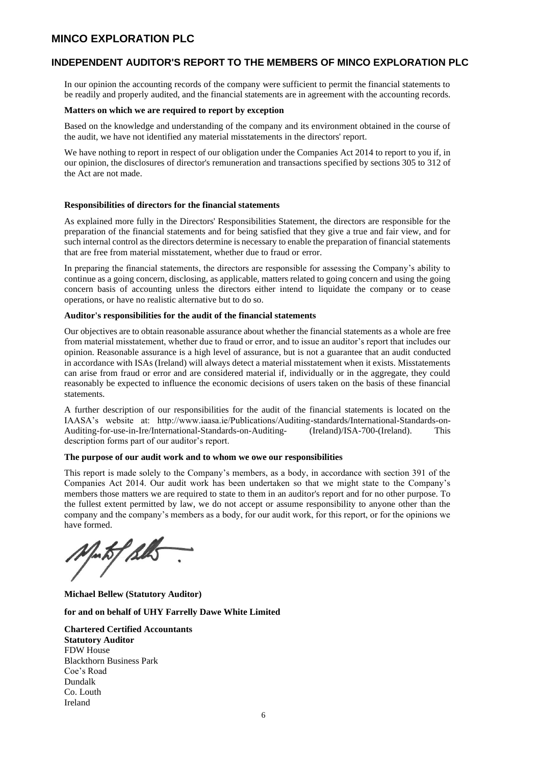# MINCO EXPLORATION PLC

## INDEPENDENT AUDITOR'S REPORT TO THE MEMBERS OF MINCO EXPLORATION PLC

In our opinion the accounting records of the company were sufficient to permit the financial statements to be readily and properly audited, and the financial statements are in agreement with the accounting records.

**Matters on which we are required to report by exception**

Based on the knowledge and understanding of the company and its environment obtained in the course of the audit, we have not identified any material misstatements in the directors' report.

We have nothing to report in respect of our obligation under the Companies Act 2014 to report to you if, in our opinion, the disclosures of director's remuneration and transactions specified by sections 305 to 312 of the Act are not made.

**Responsibilities of directors for the financial statements**

As explained more fully in the Directors' Responsibilities Statement, the directors are responsible for the preparation of the financial statements and for being satisfied that they give a true and fair view, and for such internal control as the directors determine is necessary to enable the preparation of financial statements that are free from material misstatement, whether due to fraud or error.

In preparing the financial statements, the directors are responsible for assessing the Company's ability to continue as a going concern, disclosing, as applicable, matters related to going concern and using the going concern basis of accounting unless the directors either intend to liquidate the company or to cease operations, or have no realistic alternative but to do so.

**Auditor's responsibilities for the audit of the financial statements**

Our objectives are to obtain reasonable assurance about whether the financial statements as a whole are free from material misstatement, whether due to fraud or error, and to issue an auditor's report that includes our opinion. Reasonable assurance is a high level of assurance, but is not a guarantee that an audit conducted in accordance with ISAs (Ireland) will always detect a material misstatement when it exists. Misstatements can arise from fraud or error and are considered material if, individually or in the aggregate, they could reasonably be expected to influence the economic decisions of users taken on the basis of these financial statements.

A further description of our responsibilities for the audit of the financial statements is located on the IAASA's website at: http://www.iaasa.ie/Publications/Auditing-standards/International-Standards-on-Auditing-for-use-in-Ire/International-Standards-on-Auditing- (Ireland)/ISA-700-(Ireland). This description forms part of our auditor's report.

**The purpose of our audit work and to whom we owe our responsibilities**

This report is made solely to the Company's members, as a body, in accordance with section 391 of the Companies Act 2014. Our audit work has been undertaken so that we might state to the Company's members those matters we are required to state to them in an auditor's report and for no other purpose. To the fullest extent permitted by law, we do not accept or assume responsibility to anyone other than the company and the company's members as a body, for our audit work, for this report, or for the opinions we have formed.

**Michael Bellew (Statutory Auditor)**

**for and on behalf of UHY Farrelly Dawe White Limited**

**Chartered Certified Accountants**
**Statutory Auditor**
FDW House
Blackthorn Business Park
Coe's Road
Dundalk
Co. Louth
Ireland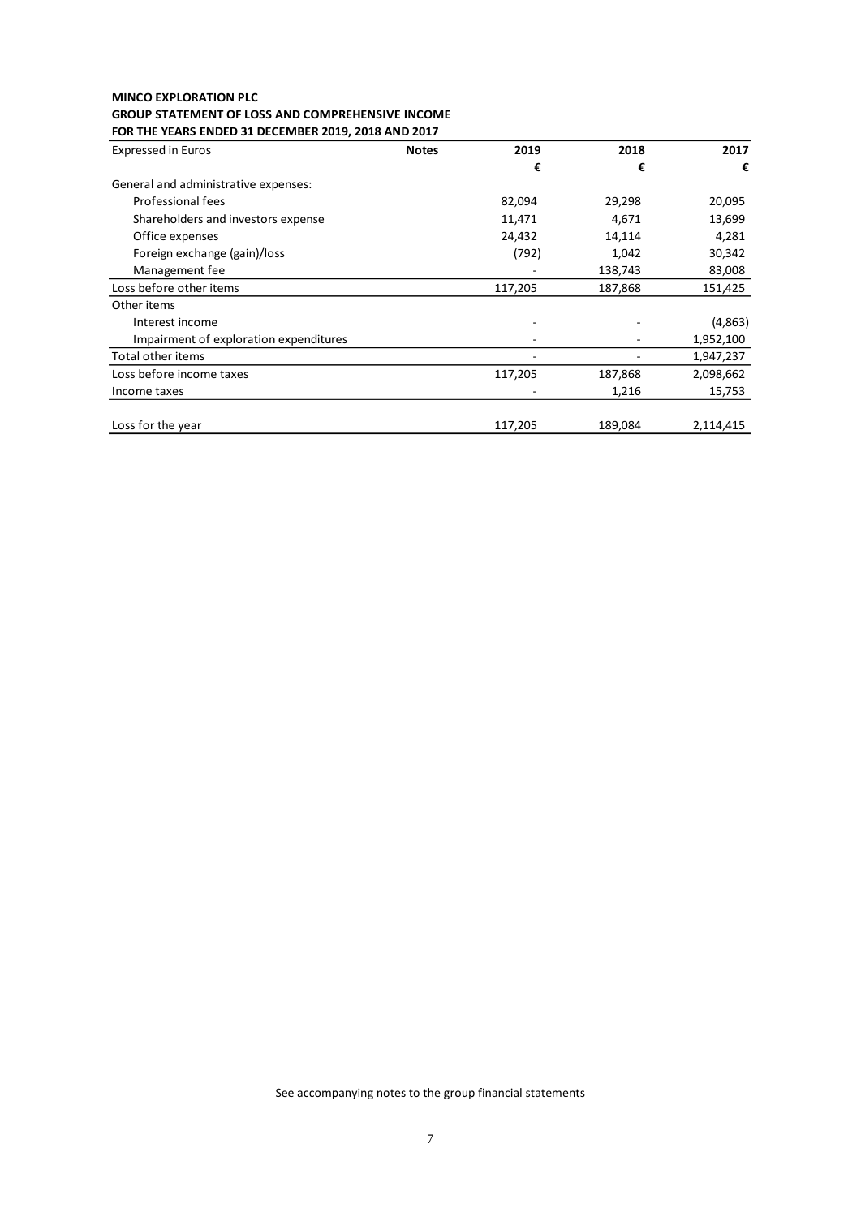**MINCO EXPLORATION PLC**
**GROUP STATEMENT OF LOSS AND COMPREHENSIVE INCOME**
**FOR THE YEARS ENDED 31 DECEMBER 2019, 2018 AND 2017**

| Expressed in Euros | Notes | 2019 | 2018 | 2017 |
|---|---|---|---|---|
| | | € | € | € |
| General and administrative expenses: | | | | |
| Professional fees | | 82,094 | 29,298 | 20,095 |
| Shareholders and investors expense | | 11,471 | 4,671 | 13,699 |
| Office expenses | | 24,432 | 14,114 | 4,281 |
| Foreign exchange (gain)/loss | | (792) | 1,042 | 30,342 |
| Management fee | | - | 138,743 | 83,008 |
| Loss before other items | | 117,205 | 187,868 | 151,425 |
| Other items | | | | |
| Interest income | | - | - | (4,863) |
| Impairment of exploration expenditures | | - | - | 1,952,100 |
| Total other items | | - | - | 1,947,237 |
| Loss before income taxes | | 117,205 | 187,868 | 2,098,662 |
| Income taxes | | - | 1,216 | 15,753 |
| Loss for the year | | 117,205 | 189,084 | 2,114,415 |

See accompanying notes to the group financial statements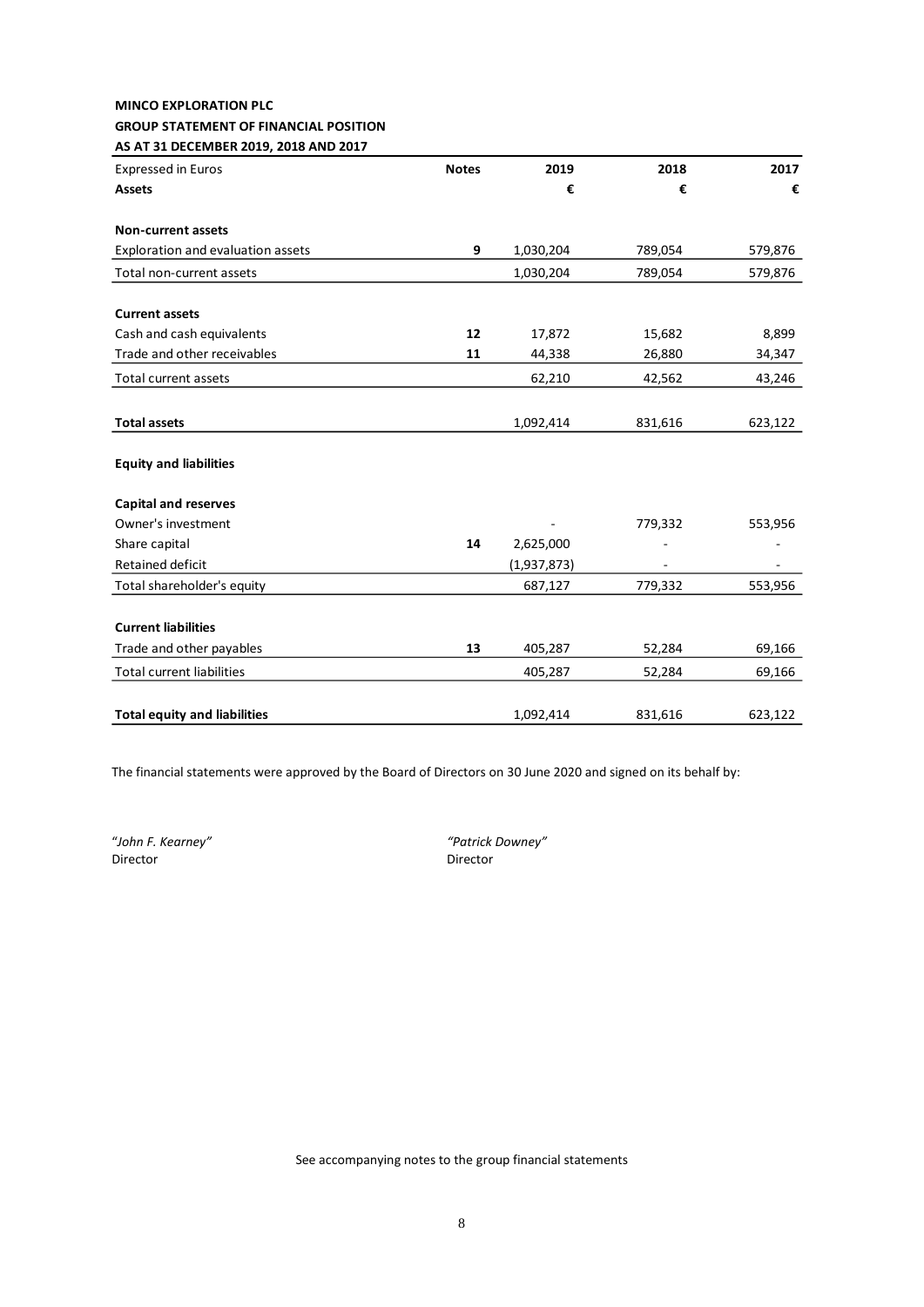**MINCO EXPLORATION PLC**

**GROUP STATEMENT OF FINANCIAL POSITION**

**AS AT 31 DECEMBER 2019, 2018 AND 2017**

| Expressed in Euros | Notes | 2019 | 2018 | 2017 |
|---|---|---|---|---|
| **Assets** | | **€** | **€** | **€** |
| | | | | |
| **Non-current assets** | | | | |
| Exploration and evaluation assets | 9 | 1,030,204 | 789,054 | 579,876 |
| Total non-current assets | | 1,030,204 | 789,054 | 579,876 |
| | | | | |
| **Current assets** | | | | |
| Cash and cash equivalents | 12 | 17,872 | 15,682 | 8,899 |
| Trade and other receivables | 11 | 44,338 | 26,880 | 34,347 |
| Total current assets | | 62,210 | 42,562 | 43,246 |
| | | | | |
| **Total assets** | | 1,092,414 | 831,616 | 623,122 |
| | | | | |
| **Equity and liabilities** | | | | |
| | | | | |
| **Capital and reserves** | | | | |
| Owner's investment | | - | 779,332 | 553,956 |
| Share capital | 14 | 2,625,000 | - | - |
| Retained deficit | | (1,937,873) | - | - |
| Total shareholder's equity | | 687,127 | 779,332 | 553,956 |
| | | | | |
| **Current liabilities** | | | | |
| Trade and other payables | 13 | 405,287 | 52,284 | 69,166 |
| Total current liabilities | | 405,287 | 52,284 | 69,166 |
| | | | | |
| **Total equity and liabilities** | | 1,092,414 | 831,616 | 623,122 |

The financial statements were approved by the Board of Directors on 30 June 2020 and signed on its behalf by:

*"John F. Kearney"*
Director

*"Patrick Downey"*
Director

See accompanying notes to the group financial statements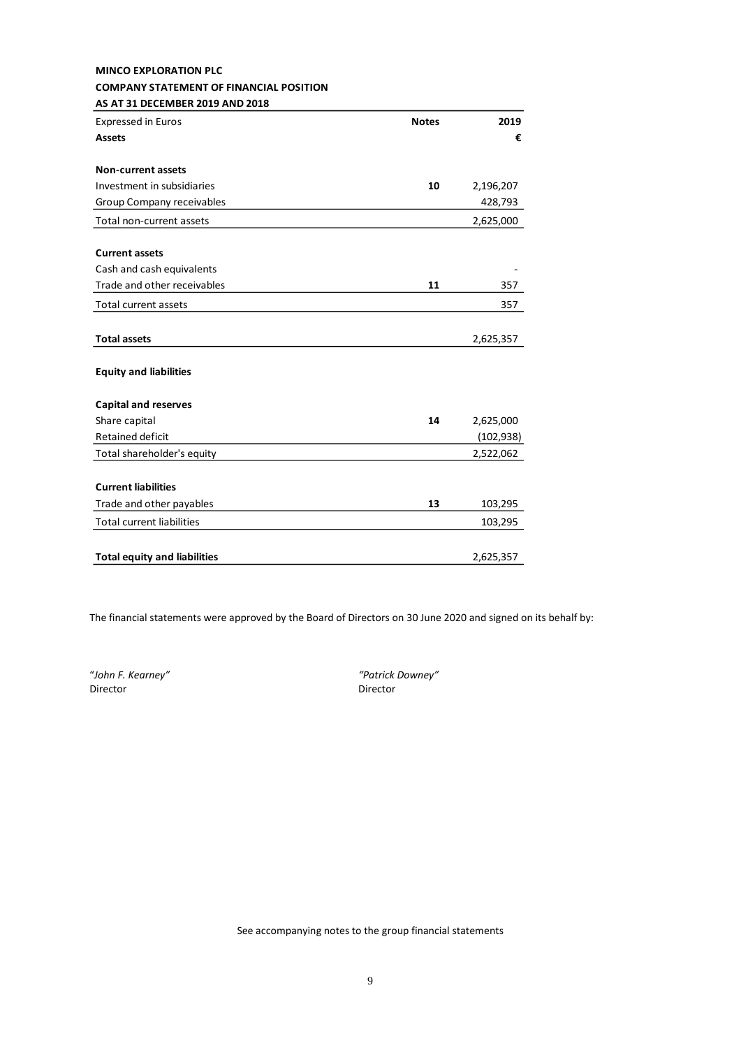**MINCO EXPLORATION PLC**

**COMPANY STATEMENT OF FINANCIAL POSITION**

**AS AT 31 DECEMBER 2019 AND 2018**

| Expressed in Euros | Notes | 2019 |
|---|---|---|
| **Assets** | | **€** |
| | | |
| **Non-current assets** | | |
| Investment in subsidiaries | 10 | 2,196,207 |
| Group Company receivables | | 428,793 |
| Total non-current assets | | 2,625,000 |
| | | |
| **Current assets** | | |
| Cash and cash equivalents | | - |
| Trade and other receivables | 11 | 357 |
| Total current assets | | 357 |
| | | |
| **Total assets** | | 2,625,357 |
| | | |
| **Equity and liabilities** | | |
| | | |
| **Capital and reserves** | | |
| Share capital | 14 | 2,625,000 |
| Retained deficit | | (102,938) |
| Total shareholder's equity | | 2,522,062 |
| | | |
| **Current liabilities** | | |
| Trade and other payables | 13 | 103,295 |
| Total current liabilities | | 103,295 |
| | | |
| **Total equity and liabilities** | | 2,625,357 |

The financial statements were approved by the Board of Directors on 30 June 2020 and signed on its behalf by:

| | |
|---|---|
| *"John F. Kearney"* | *"Patrick Downey"* |
| Director | Director |

See accompanying notes to the group financial statements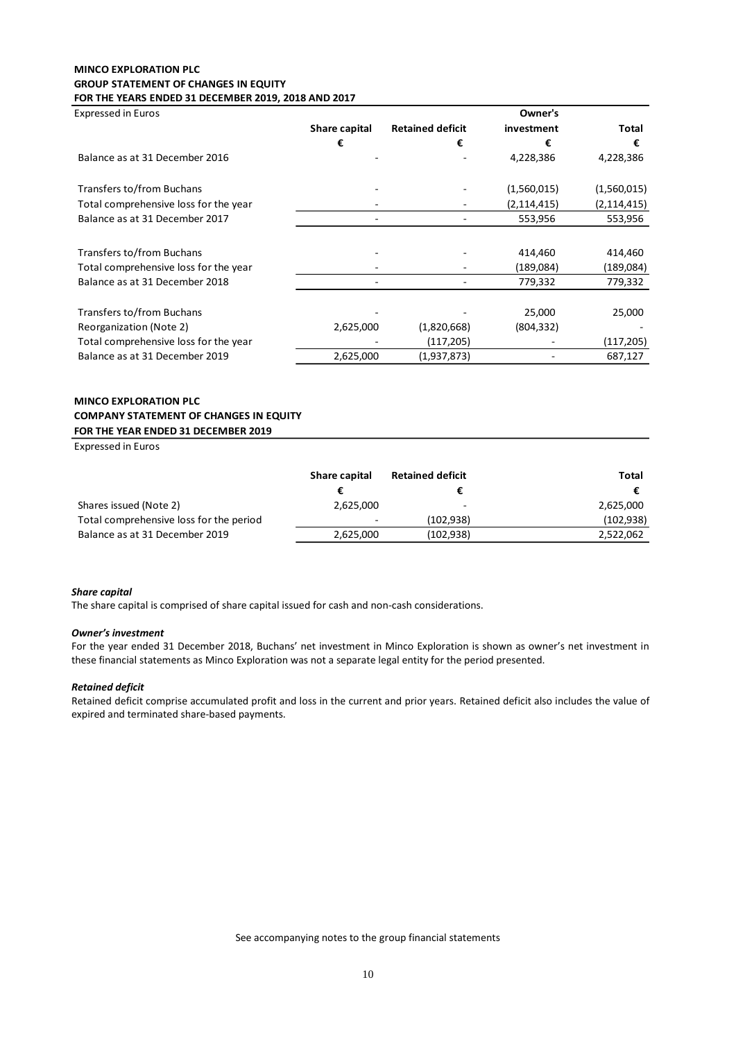**MINCO EXPLORATION PLC**
**GROUP STATEMENT OF CHANGES IN EQUITY**
**FOR THE YEARS ENDED 31 DECEMBER 2019, 2018 AND 2017**

| Expressed in Euros | Share capital | Retained deficit | Owner's investment | Total |
|---|---|---|---|---|
| | € | € | € | € |
| Balance as at 31 December 2016 | - | - | 4,228,386 | 4,228,386 |
| Transfers to/from Buchans | - | - | (1,560,015) | (1,560,015) |
| Total comprehensive loss for the year | - | - | (2,114,415) | (2,114,415) |
| Balance as at 31 December 2017 | - | - | 553,956 | 553,956 |
| Transfers to/from Buchans | - | - | 414,460 | 414,460 |
| Total comprehensive loss for the year | - | - | (189,084) | (189,084) |
| Balance as at 31 December 2018 | - | - | 779,332 | 779,332 |
| Transfers to/from Buchans | - | - | 25,000 | 25,000 |
| Reorganization (Note 2) | 2,625,000 | (1,820,668) | (804,332) | - |
| Total comprehensive loss for the year | - | (117,205) | - | (117,205) |
| Balance as at 31 December 2019 | 2,625,000 | (1,937,873) | - | 687,127 |

**MINCO EXPLORATION PLC**
**COMPANY STATEMENT OF CHANGES IN EQUITY**
**FOR THE YEAR ENDED 31 DECEMBER 2019**

Expressed in Euros

| | Share capital | Retained deficit | Total |
|---|---|---|---|
| | € | € | € |
| Shares issued (Note 2) | 2,625,000 | - | 2,625,000 |
| Total comprehensive loss for the period | - | (102,938) | (102,938) |
| Balance as at 31 December 2019 | 2,625,000 | (102,938) | 2,522,062 |

***Share capital***
The share capital is comprised of share capital issued for cash and non-cash considerations.

***Owner's investment***
For the year ended 31 December 2018, Buchans' net investment in Minco Exploration is shown as owner's net investment in these financial statements as Minco Exploration was not a separate legal entity for the period presented.

***Retained deficit***
Retained deficit comprise accumulated profit and loss in the current and prior years. Retained deficit also includes the value of expired and terminated share-based payments.

See accompanying notes to the group financial statements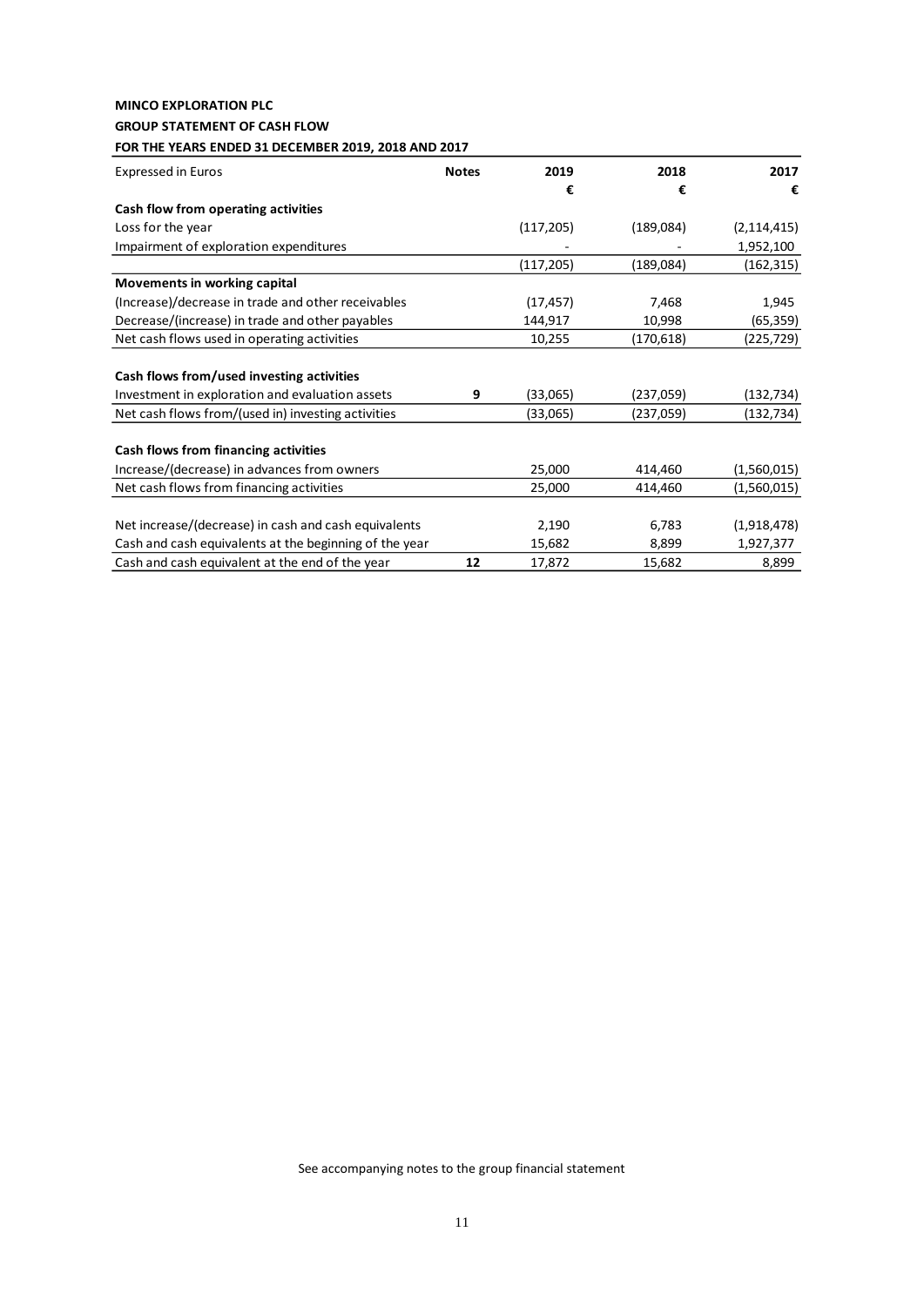**MINCO EXPLORATION PLC**

**GROUP STATEMENT OF CASH FLOW**

**FOR THE YEARS ENDED 31 DECEMBER 2019, 2018 AND 2017**

| Expressed in Euros | Notes | 2019 | 2018 | 2017 |
|---|---|---|---|---|
| | | € | € | € |
| **Cash flow from operating activities** | | | | |
| Loss for the year | | (117,205) | (189,084) | (2,114,415) |
| Impairment of exploration expenditures | | - | - | 1,952,100 |
| | | (117,205) | (189,084) | (162,315) |
| **Movements in working capital** | | | | |
| (Increase)/decrease in trade and other receivables | | (17,457) | 7,468 | 1,945 |
| Decrease/(increase) in trade and other payables | | 144,917 | 10,998 | (65,359) |
| Net cash flows used in operating activities | | 10,255 | (170,618) | (225,729) |
| | | | | |
| **Cash flows from/used investing activities** | | | | |
| Investment in exploration and evaluation assets | 9 | (33,065) | (237,059) | (132,734) |
| Net cash flows from/(used in) investing activities | | (33,065) | (237,059) | (132,734) |
| | | | | |
| **Cash flows from financing activities** | | | | |
| Increase/(decrease) in advances from owners | | 25,000 | 414,460 | (1,560,015) |
| Net cash flows from financing activities | | 25,000 | 414,460 | (1,560,015) |
| | | | | |
| Net increase/(decrease) in cash and cash equivalents | | 2,190 | 6,783 | (1,918,478) |
| Cash and cash equivalents at the beginning of the year | | 15,682 | 8,899 | 1,927,377 |
| Cash and cash equivalent at the end of the year | 12 | 17,872 | 15,682 | 8,899 |

See accompanying notes to the group financial statement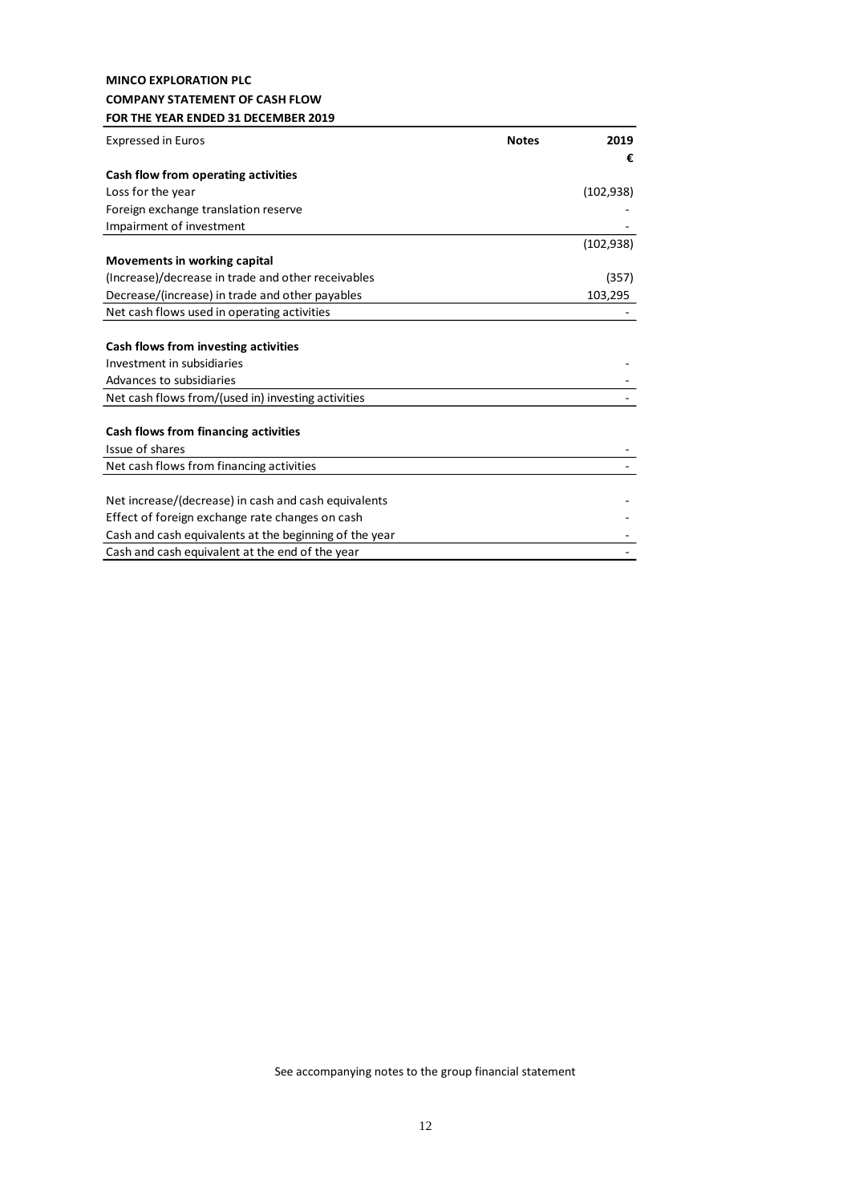**MINCO EXPLORATION PLC**

**COMPANY STATEMENT OF CASH FLOW**

**FOR THE YEAR ENDED 31 DECEMBER 2019**

| Expressed in Euros | **Notes** | **2019** |
|---|---|---|
| | | **€** |
| **Cash flow from operating activities** | | |
| Loss for the year | | (102,938) |
| Foreign exchange translation reserve | | - |
| Impairment of investment | | - |
| | | (102,938) |
| **Movements in working capital** | | |
| (Increase)/decrease in trade and other receivables | | (357) |
| Decrease/(increase) in trade and other payables | | 103,295 |
| Net cash flows used in operating activities | | - |
| | | |
| **Cash flows from investing activities** | | |
| Investment in subsidiaries | | - |
| Advances to subsidiaries | | - |
| Net cash flows from/(used in) investing activities | | - |
| | | |
| **Cash flows from financing activities** | | |
| Issue of shares | | - |
| Net cash flows from financing activities | | - |
| | | |
| Net increase/(decrease) in cash and cash equivalents | | - |
| Effect of foreign exchange rate changes on cash | | - |
| Cash and cash equivalents at the beginning of the year | | - |
| Cash and cash equivalent at the end of the year | | - |

See accompanying notes to the group financial statement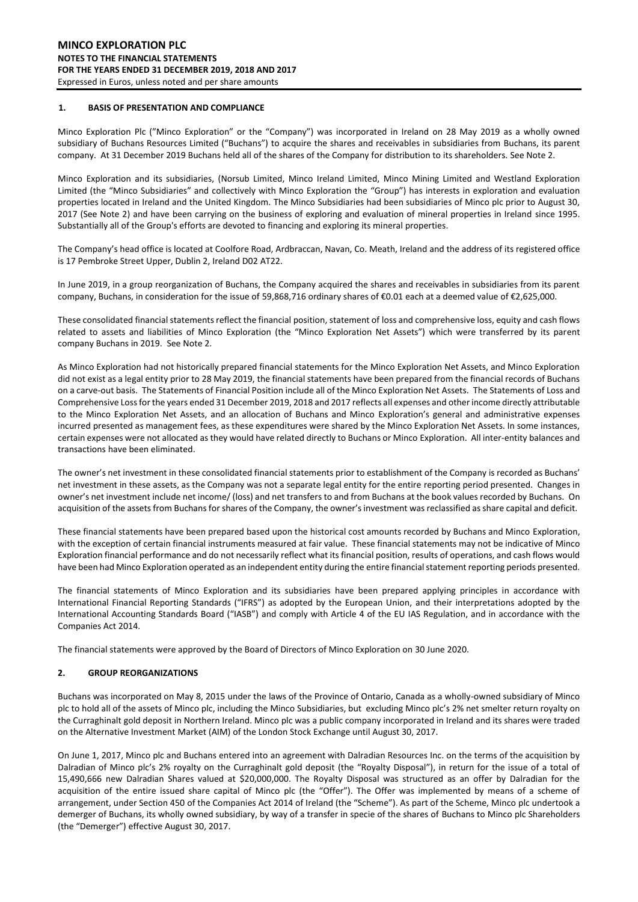## 1. BASIS OF PRESENTATION AND COMPLIANCE

Minco Exploration Plc ("Minco Exploration" or the "Company") was incorporated in Ireland on 28 May 2019 as a wholly owned subsidiary of Buchans Resources Limited ("Buchans") to acquire the shares and receivables in subsidiaries from Buchans, its parent company. At 31 December 2019 Buchans held all of the shares of the Company for distribution to its shareholders. See Note 2.

Minco Exploration and its subsidiaries, (Norsub Limited, Minco Ireland Limited, Minco Mining Limited and Westland Exploration Limited (the "Minco Subsidiaries" and collectively with Minco Exploration the "Group") has interests in exploration and evaluation properties located in Ireland and the United Kingdom. The Minco Subsidiaries had been subsidiaries of Minco plc prior to August 30, 2017 (See Note 2) and have been carrying on the business of exploring and evaluation of mineral properties in Ireland since 1995. Substantially all of the Group's efforts are devoted to financing and exploring its mineral properties.

The Company's head office is located at Coolfore Road, Ardbraccan, Navan, Co. Meath, Ireland and the address of its registered office is 17 Pembroke Street Upper, Dublin 2, Ireland D02 AT22.

In June 2019, in a group reorganization of Buchans, the Company acquired the shares and receivables in subsidiaries from its parent company, Buchans, in consideration for the issue of 59,868,716 ordinary shares of €0.01 each at a deemed value of €2,625,000.

These consolidated financial statements reflect the financial position, statement of loss and comprehensive loss, equity and cash flows related to assets and liabilities of Minco Exploration (the "Minco Exploration Net Assets") which were transferred by its parent company Buchans in 2019. See Note 2.

As Minco Exploration had not historically prepared financial statements for the Minco Exploration Net Assets, and Minco Exploration did not exist as a legal entity prior to 28 May 2019, the financial statements have been prepared from the financial records of Buchans on a carve-out basis. The Statements of Financial Position include all of the Minco Exploration Net Assets. The Statements of Loss and Comprehensive Loss for the years ended 31 December 2019, 2018 and 2017 reflects all expenses and other income directly attributable to the Minco Exploration Net Assets, and an allocation of Buchans and Minco Exploration's general and administrative expenses incurred presented as management fees, as these expenditures were shared by the Minco Exploration Net Assets. In some instances, certain expenses were not allocated as they would have related directly to Buchans or Minco Exploration. All inter-entity balances and transactions have been eliminated.

The owner's net investment in these consolidated financial statements prior to establishment of the Company is recorded as Buchans' net investment in these assets, as the Company was not a separate legal entity for the entire reporting period presented. Changes in owner's net investment include net income/ (loss) and net transfers to and from Buchans at the book values recorded by Buchans. On acquisition of the assets from Buchans for shares of the Company, the owner's investment was reclassified as share capital and deficit.

These financial statements have been prepared based upon the historical cost amounts recorded by Buchans and Minco Exploration, with the exception of certain financial instruments measured at fair value. These financial statements may not be indicative of Minco Exploration financial performance and do not necessarily reflect what its financial position, results of operations, and cash flows would have been had Minco Exploration operated as an independent entity during the entire financial statement reporting periods presented.

The financial statements of Minco Exploration and its subsidiaries have been prepared applying principles in accordance with International Financial Reporting Standards ("IFRS") as adopted by the European Union, and their interpretations adopted by the International Accounting Standards Board ("IASB") and comply with Article 4 of the EU IAS Regulation, and in accordance with the Companies Act 2014.

The financial statements were approved by the Board of Directors of Minco Exploration on 30 June 2020.

## 2. GROUP REORGANIZATIONS

Buchans was incorporated on May 8, 2015 under the laws of the Province of Ontario, Canada as a wholly-owned subsidiary of Minco plc to hold all of the assets of Minco plc, including the Minco Subsidiaries, but excluding Minco plc's 2% net smelter return royalty on the Curraghinalt gold deposit in Northern Ireland. Minco plc was a public company incorporated in Ireland and its shares were traded on the Alternative Investment Market (AIM) of the London Stock Exchange until August 30, 2017.

On June 1, 2017, Minco plc and Buchans entered into an agreement with Dalradian Resources Inc. on the terms of the acquisition by Dalradian of Minco plc's 2% royalty on the Curraghinalt gold deposit (the "Royalty Disposal"), in return for the issue of a total of 15,490,666 new Dalradian Shares valued at $20,000,000. The Royalty Disposal was structured as an offer by Dalradian for the acquisition of the entire issued share capital of Minco plc (the "Offer"). The Offer was implemented by means of a scheme of arrangement, under Section 450 of the Companies Act 2014 of Ireland (the "Scheme"). As part of the Scheme, Minco plc undertook a demerger of Buchans, its wholly owned subsidiary, by way of a transfer in specie of the shares of Buchans to Minco plc Shareholders (the "Demerger") effective August 30, 2017.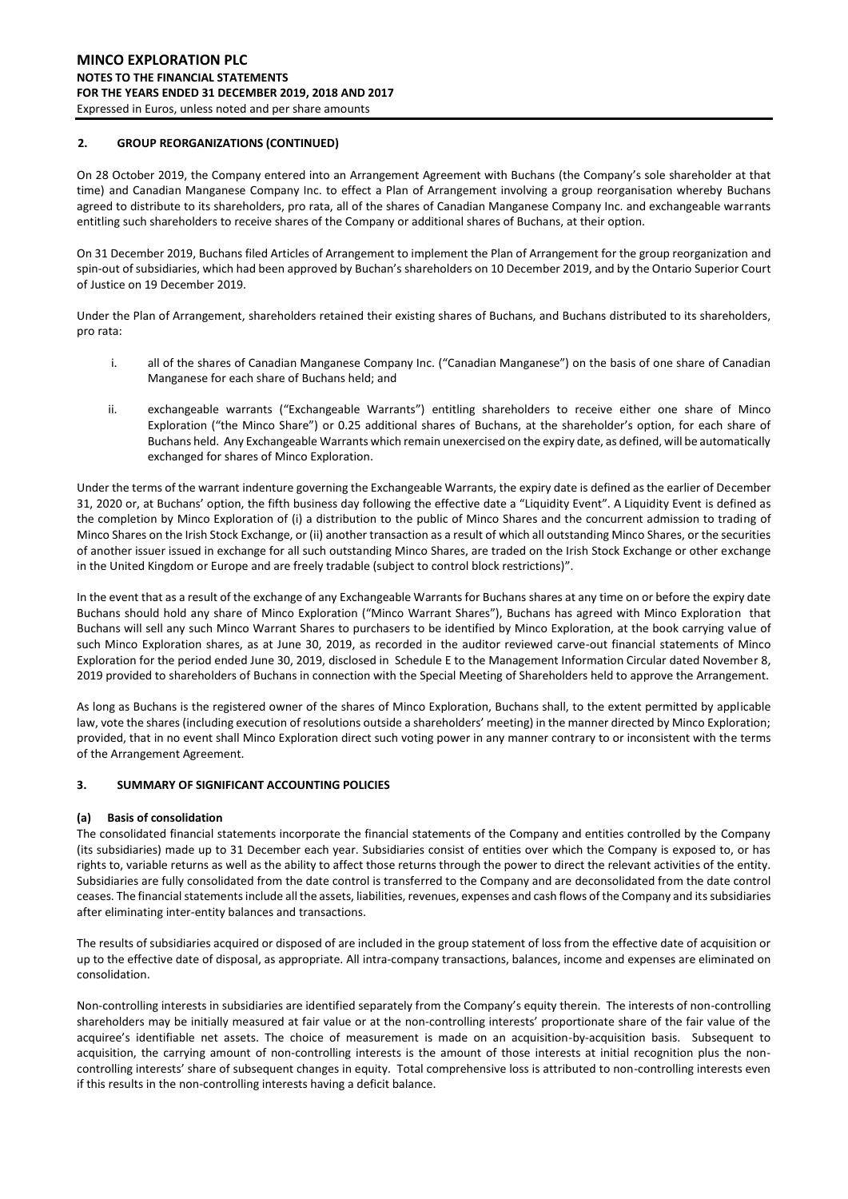## 2. GROUP REORGANIZATIONS (CONTINUED)

On 28 October 2019, the Company entered into an Arrangement Agreement with Buchans (the Company's sole shareholder at that time) and Canadian Manganese Company Inc. to effect a Plan of Arrangement involving a group reorganisation whereby Buchans agreed to distribute to its shareholders, pro rata, all of the shares of Canadian Manganese Company Inc. and exchangeable warrants entitling such shareholders to receive shares of the Company or additional shares of Buchans, at their option.

On 31 December 2019, Buchans filed Articles of Arrangement to implement the Plan of Arrangement for the group reorganization and spin-out of subsidiaries, which had been approved by Buchan's shareholders on 10 December 2019, and by the Ontario Superior Court of Justice on 19 December 2019.

Under the Plan of Arrangement, shareholders retained their existing shares of Buchans, and Buchans distributed to its shareholders, pro rata:

i. all of the shares of Canadian Manganese Company Inc. ("Canadian Manganese") on the basis of one share of Canadian Manganese for each share of Buchans held; and

ii. exchangeable warrants ("Exchangeable Warrants") entitling shareholders to receive either one share of Minco Exploration ("the Minco Share") or 0.25 additional shares of Buchans, at the shareholder's option, for each share of Buchans held. Any Exchangeable Warrants which remain unexercised on the expiry date, as defined, will be automatically exchanged for shares of Minco Exploration.

Under the terms of the warrant indenture governing the Exchangeable Warrants, the expiry date is defined as the earlier of December 31, 2020 or, at Buchans' option, the fifth business day following the effective date a "Liquidity Event". A Liquidity Event is defined as the completion by Minco Exploration of (i) a distribution to the public of Minco Shares and the concurrent admission to trading of Minco Shares on the Irish Stock Exchange, or (ii) another transaction as a result of which all outstanding Minco Shares, or the securities of another issuer issued in exchange for all such outstanding Minco Shares, are traded on the Irish Stock Exchange or other exchange in the United Kingdom or Europe and are freely tradable (subject to control block restrictions)".

In the event that as a result of the exchange of any Exchangeable Warrants for Buchans shares at any time on or before the expiry date Buchans should hold any share of Minco Exploration ("Minco Warrant Shares"), Buchans has agreed with Minco Exploration that Buchans will sell any such Minco Warrant Shares to purchasers to be identified by Minco Exploration, at the book carrying value of such Minco Exploration shares, as at June 30, 2019, as recorded in the auditor reviewed carve-out financial statements of Minco Exploration for the period ended June 30, 2019, disclosed in Schedule E to the Management Information Circular dated November 8, 2019 provided to shareholders of Buchans in connection with the Special Meeting of Shareholders held to approve the Arrangement.

As long as Buchans is the registered owner of the shares of Minco Exploration, Buchans shall, to the extent permitted by applicable law, vote the shares (including execution of resolutions outside a shareholders' meeting) in the manner directed by Minco Exploration; provided, that in no event shall Minco Exploration direct such voting power in any manner contrary to or inconsistent with the terms of the Arrangement Agreement.

## 3. SUMMARY OF SIGNIFICANT ACCOUNTING POLICIES

### (a) Basis of consolidation

The consolidated financial statements incorporate the financial statements of the Company and entities controlled by the Company (its subsidiaries) made up to 31 December each year. Subsidiaries consist of entities over which the Company is exposed to, or has rights to, variable returns as well as the ability to affect those returns through the power to direct the relevant activities of the entity. Subsidiaries are fully consolidated from the date control is transferred to the Company and are deconsolidated from the date control ceases. The financial statements include all the assets, liabilities, revenues, expenses and cash flows of the Company and its subsidiaries after eliminating inter-entity balances and transactions.

The results of subsidiaries acquired or disposed of are included in the group statement of loss from the effective date of acquisition or up to the effective date of disposal, as appropriate. All intra-company transactions, balances, income and expenses are eliminated on consolidation.

Non-controlling interests in subsidiaries are identified separately from the Company's equity therein. The interests of non-controlling shareholders may be initially measured at fair value or at the non-controlling interests' proportionate share of the fair value of the acquiree's identifiable net assets. The choice of measurement is made on an acquisition-by-acquisition basis. Subsequent to acquisition, the carrying amount of non-controlling interests is the amount of those interests at initial recognition plus the non-controlling interests' share of subsequent changes in equity. Total comprehensive loss is attributed to non-controlling interests even if this results in the non-controlling interests having a deficit balance.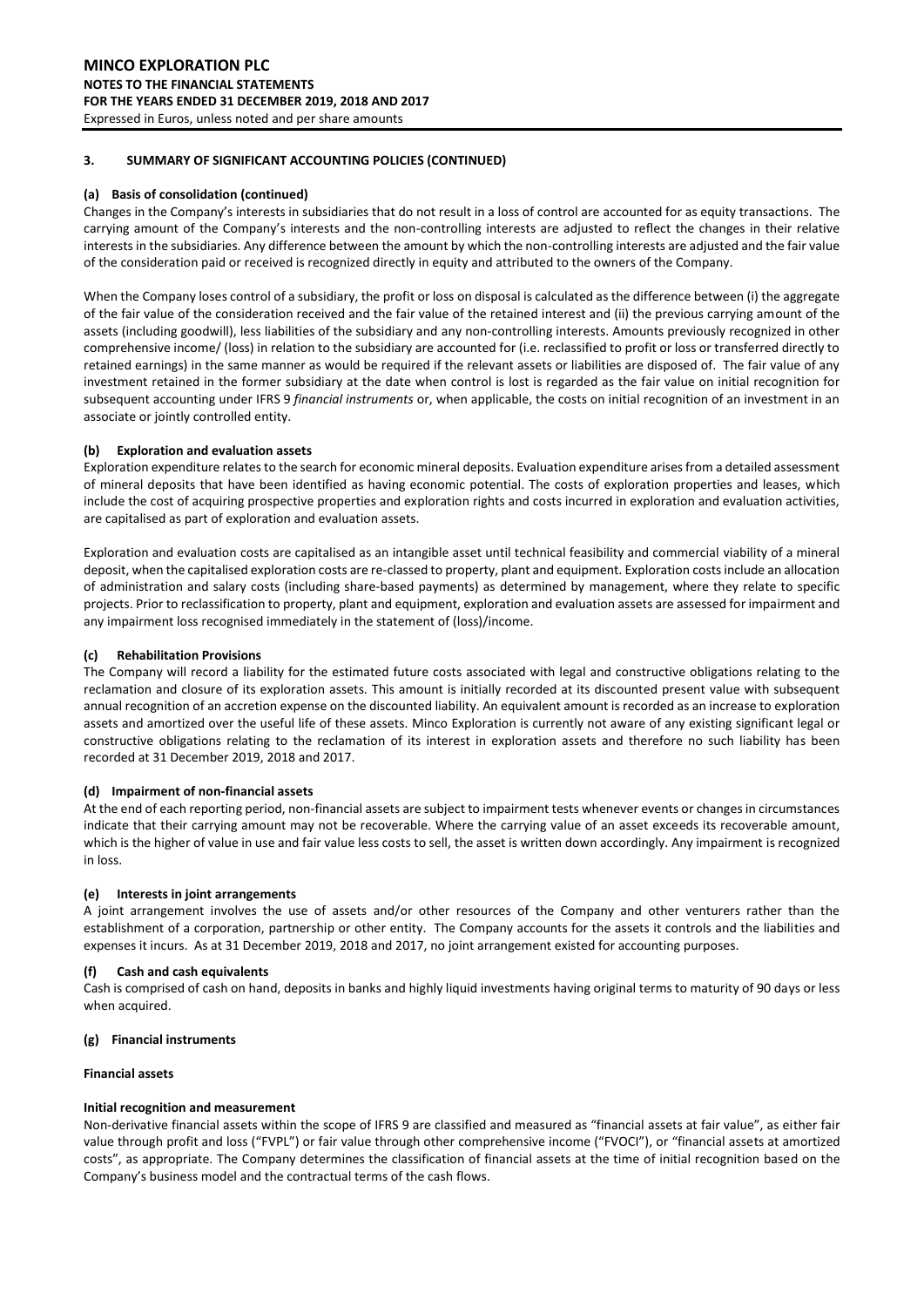## 3. SUMMARY OF SIGNIFICANT ACCOUNTING POLICIES (CONTINUED)

### (a) Basis of consolidation (continued)

Changes in the Company's interests in subsidiaries that do not result in a loss of control are accounted for as equity transactions. The carrying amount of the Company's interests and the non-controlling interests are adjusted to reflect the changes in their relative interests in the subsidiaries. Any difference between the amount by which the non-controlling interests are adjusted and the fair value of the consideration paid or received is recognized directly in equity and attributed to the owners of the Company.

When the Company loses control of a subsidiary, the profit or loss on disposal is calculated as the difference between (i) the aggregate of the fair value of the consideration received and the fair value of the retained interest and (ii) the previous carrying amount of the assets (including goodwill), less liabilities of the subsidiary and any non-controlling interests. Amounts previously recognized in other comprehensive income/ (loss) in relation to the subsidiary are accounted for (i.e. reclassified to profit or loss or transferred directly to retained earnings) in the same manner as would be required if the relevant assets or liabilities are disposed of. The fair value of any investment retained in the former subsidiary at the date when control is lost is regarded as the fair value on initial recognition for subsequent accounting under IFRS 9 *financial instruments* or, when applicable, the costs on initial recognition of an investment in an associate or jointly controlled entity.

### (b) Exploration and evaluation assets

Exploration expenditure relates to the search for economic mineral deposits. Evaluation expenditure arises from a detailed assessment of mineral deposits that have been identified as having economic potential. The costs of exploration properties and leases, which include the cost of acquiring prospective properties and exploration rights and costs incurred in exploration and evaluation activities, are capitalised as part of exploration and evaluation assets.

Exploration and evaluation costs are capitalised as an intangible asset until technical feasibility and commercial viability of a mineral deposit, when the capitalised exploration costs are re-classed to property, plant and equipment. Exploration costs include an allocation of administration and salary costs (including share-based payments) as determined by management, where they relate to specific projects. Prior to reclassification to property, plant and equipment, exploration and evaluation assets are assessed for impairment and any impairment loss recognised immediately in the statement of (loss)/income.

### (c) Rehabilitation Provisions

The Company will record a liability for the estimated future costs associated with legal and constructive obligations relating to the reclamation and closure of its exploration assets. This amount is initially recorded at its discounted present value with subsequent annual recognition of an accretion expense on the discounted liability. An equivalent amount is recorded as an increase to exploration assets and amortized over the useful life of these assets. Minco Exploration is currently not aware of any existing significant legal or constructive obligations relating to the reclamation of its interest in exploration assets and therefore no such liability has been recorded at 31 December 2019, 2018 and 2017.

### (d) Impairment of non-financial assets

At the end of each reporting period, non-financial assets are subject to impairment tests whenever events or changes in circumstances indicate that their carrying amount may not be recoverable. Where the carrying value of an asset exceeds its recoverable amount, which is the higher of value in use and fair value less costs to sell, the asset is written down accordingly. Any impairment is recognized in loss.

### (e) Interests in joint arrangements

A joint arrangement involves the use of assets and/or other resources of the Company and other venturers rather than the establishment of a corporation, partnership or other entity. The Company accounts for the assets it controls and the liabilities and expenses it incurs. As at 31 December 2019, 2018 and 2017, no joint arrangement existed for accounting purposes.

### (f) Cash and cash equivalents

Cash is comprised of cash on hand, deposits in banks and highly liquid investments having original terms to maturity of 90 days or less when acquired.

### (g) Financial instruments

**Financial assets**

**Initial recognition and measurement**

Non-derivative financial assets within the scope of IFRS 9 are classified and measured as "financial assets at fair value", as either fair value through profit and loss ("FVPL") or fair value through other comprehensive income ("FVOCI"), or "financial assets at amortized costs", as appropriate. The Company determines the classification of financial assets at the time of initial recognition based on the Company's business model and the contractual terms of the cash flows.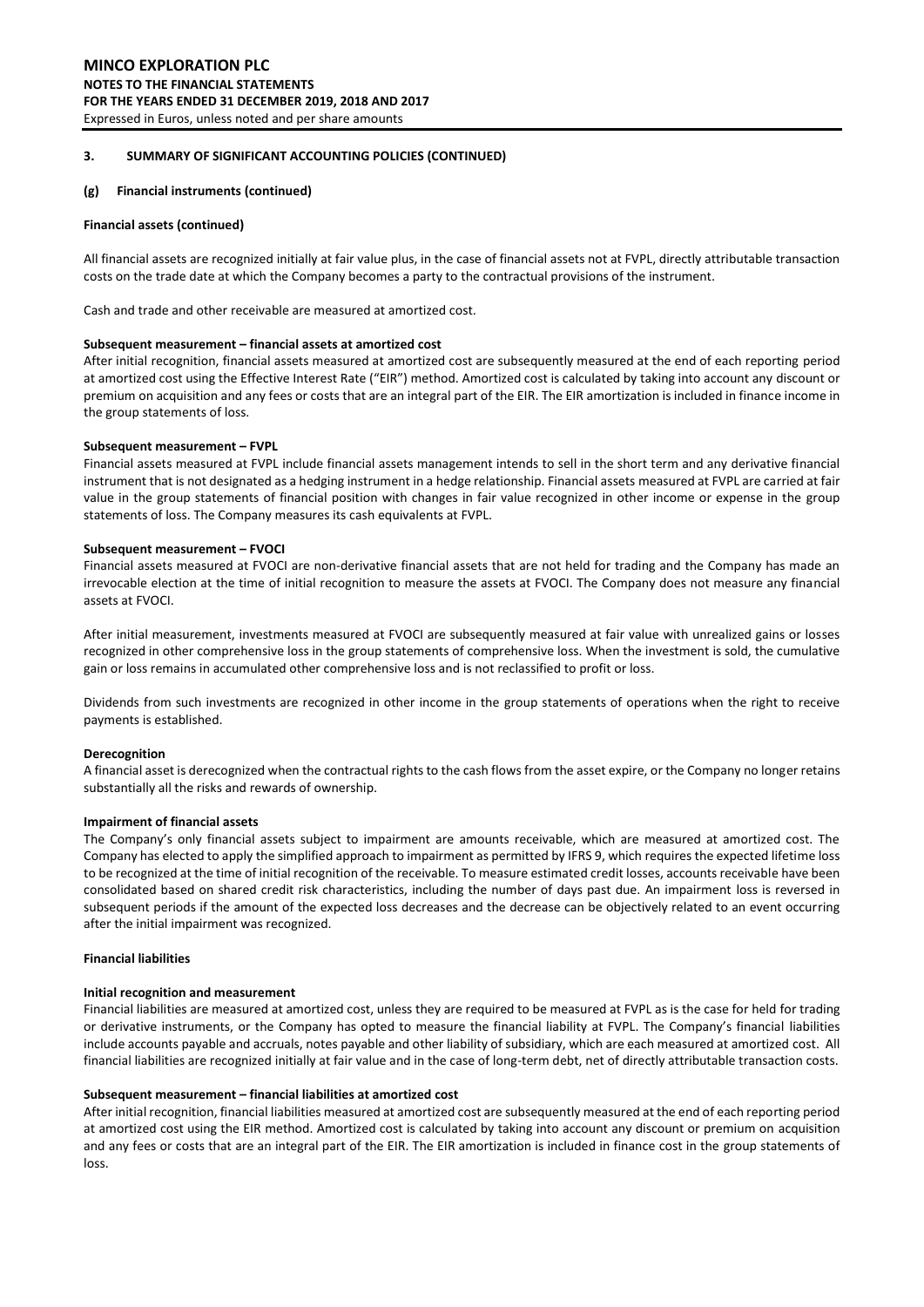## 3. SUMMARY OF SIGNIFICANT ACCOUNTING POLICIES (CONTINUED)

### (g) Financial instruments (continued)

**Financial assets (continued)**

All financial assets are recognized initially at fair value plus, in the case of financial assets not at FVPL, directly attributable transaction costs on the trade date at which the Company becomes a party to the contractual provisions of the instrument.

Cash and trade and other receivable are measured at amortized cost.

**Subsequent measurement – financial assets at amortized cost**

After initial recognition, financial assets measured at amortized cost are subsequently measured at the end of each reporting period at amortized cost using the Effective Interest Rate ("EIR") method. Amortized cost is calculated by taking into account any discount or premium on acquisition and any fees or costs that are an integral part of the EIR. The EIR amortization is included in finance income in the group statements of loss.

**Subsequent measurement – FVPL**

Financial assets measured at FVPL include financial assets management intends to sell in the short term and any derivative financial instrument that is not designated as a hedging instrument in a hedge relationship. Financial assets measured at FVPL are carried at fair value in the group statements of financial position with changes in fair value recognized in other income or expense in the group statements of loss. The Company measures its cash equivalents at FVPL.

**Subsequent measurement – FVOCI**

Financial assets measured at FVOCI are non-derivative financial assets that are not held for trading and the Company has made an irrevocable election at the time of initial recognition to measure the assets at FVOCI. The Company does not measure any financial assets at FVOCI.

After initial measurement, investments measured at FVOCI are subsequently measured at fair value with unrealized gains or losses recognized in other comprehensive loss in the group statements of comprehensive loss. When the investment is sold, the cumulative gain or loss remains in accumulated other comprehensive loss and is not reclassified to profit or loss.

Dividends from such investments are recognized in other income in the group statements of operations when the right to receive payments is established.

**Derecognition**

A financial asset is derecognized when the contractual rights to the cash flows from the asset expire, or the Company no longer retains substantially all the risks and rewards of ownership.

**Impairment of financial assets**

The Company's only financial assets subject to impairment are amounts receivable, which are measured at amortized cost. The Company has elected to apply the simplified approach to impairment as permitted by IFRS 9, which requires the expected lifetime loss to be recognized at the time of initial recognition of the receivable. To measure estimated credit losses, accounts receivable have been consolidated based on shared credit risk characteristics, including the number of days past due. An impairment loss is reversed in subsequent periods if the amount of the expected loss decreases and the decrease can be objectively related to an event occurring after the initial impairment was recognized.

**Financial liabilities**

**Initial recognition and measurement**

Financial liabilities are measured at amortized cost, unless they are required to be measured at FVPL as is the case for held for trading or derivative instruments, or the Company has opted to measure the financial liability at FVPL. The Company's financial liabilities include accounts payable and accruals, notes payable and other liability of subsidiary, which are each measured at amortized cost. All financial liabilities are recognized initially at fair value and in the case of long-term debt, net of directly attributable transaction costs.

**Subsequent measurement – financial liabilities at amortized cost**

After initial recognition, financial liabilities measured at amortized cost are subsequently measured at the end of each reporting period at amortized cost using the EIR method. Amortized cost is calculated by taking into account any discount or premium on acquisition and any fees or costs that are an integral part of the EIR. The EIR amortization is included in finance cost in the group statements of loss.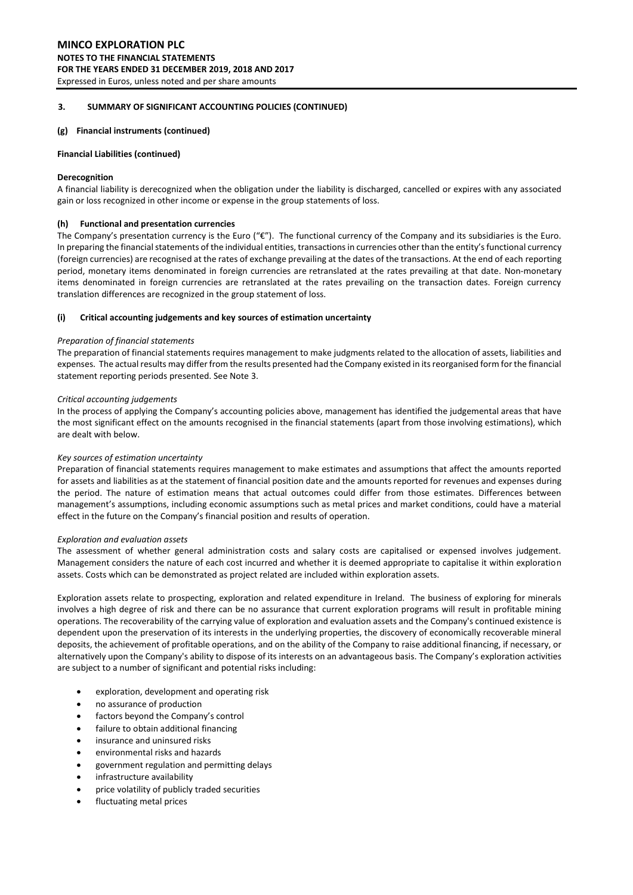### 3. SUMMARY OF SIGNIFICANT ACCOUNTING POLICIES (CONTINUED)

#### (g) Financial instruments (continued)

**Financial Liabilities (continued)**

**Derecognition**

A financial liability is derecognized when the obligation under the liability is discharged, cancelled or expires with any associated gain or loss recognized in other income or expense in the group statements of loss.

#### (h) Functional and presentation currencies

The Company's presentation currency is the Euro ("€"). The functional currency of the Company and its subsidiaries is the Euro. In preparing the financial statements of the individual entities, transactions in currencies other than the entity's functional currency (foreign currencies) are recognised at the rates of exchange prevailing at the dates of the transactions. At the end of each reporting period, monetary items denominated in foreign currencies are retranslated at the rates prevailing at that date. Non-monetary items denominated in foreign currencies are retranslated at the rates prevailing on the transaction dates. Foreign currency translation differences are recognized in the group statement of loss.

#### (i) Critical accounting judgements and key sources of estimation uncertainty

*Preparation of financial statements*

The preparation of financial statements requires management to make judgments related to the allocation of assets, liabilities and expenses. The actual results may differ from the results presented had the Company existed in its reorganised form for the financial statement reporting periods presented. See Note 3.

*Critical accounting judgements*

In the process of applying the Company's accounting policies above, management has identified the judgemental areas that have the most significant effect on the amounts recognised in the financial statements (apart from those involving estimations), which are dealt with below.

*Key sources of estimation uncertainty*

Preparation of financial statements requires management to make estimates and assumptions that affect the amounts reported for assets and liabilities as at the statement of financial position date and the amounts reported for revenues and expenses during the period. The nature of estimation means that actual outcomes could differ from those estimates. Differences between management's assumptions, including economic assumptions such as metal prices and market conditions, could have a material effect in the future on the Company's financial position and results of operation.

*Exploration and evaluation assets*

The assessment of whether general administration costs and salary costs are capitalised or expensed involves judgement. Management considers the nature of each cost incurred and whether it is deemed appropriate to capitalise it within exploration assets. Costs which can be demonstrated as project related are included within exploration assets.

Exploration assets relate to prospecting, exploration and related expenditure in Ireland. The business of exploring for minerals involves a high degree of risk and there can be no assurance that current exploration programs will result in profitable mining operations. The recoverability of the carrying value of exploration and evaluation assets and the Company's continued existence is dependent upon the preservation of its interests in the underlying properties, the discovery of economically recoverable mineral deposits, the achievement of profitable operations, and on the ability of the Company to raise additional financing, if necessary, or alternatively upon the Company's ability to dispose of its interests on an advantageous basis. The Company's exploration activities are subject to a number of significant and potential risks including:

- exploration, development and operating risk
- no assurance of production
- factors beyond the Company's control
- failure to obtain additional financing
- insurance and uninsured risks
- environmental risks and hazards
- government regulation and permitting delays
- infrastructure availability
- price volatility of publicly traded securities
- fluctuating metal prices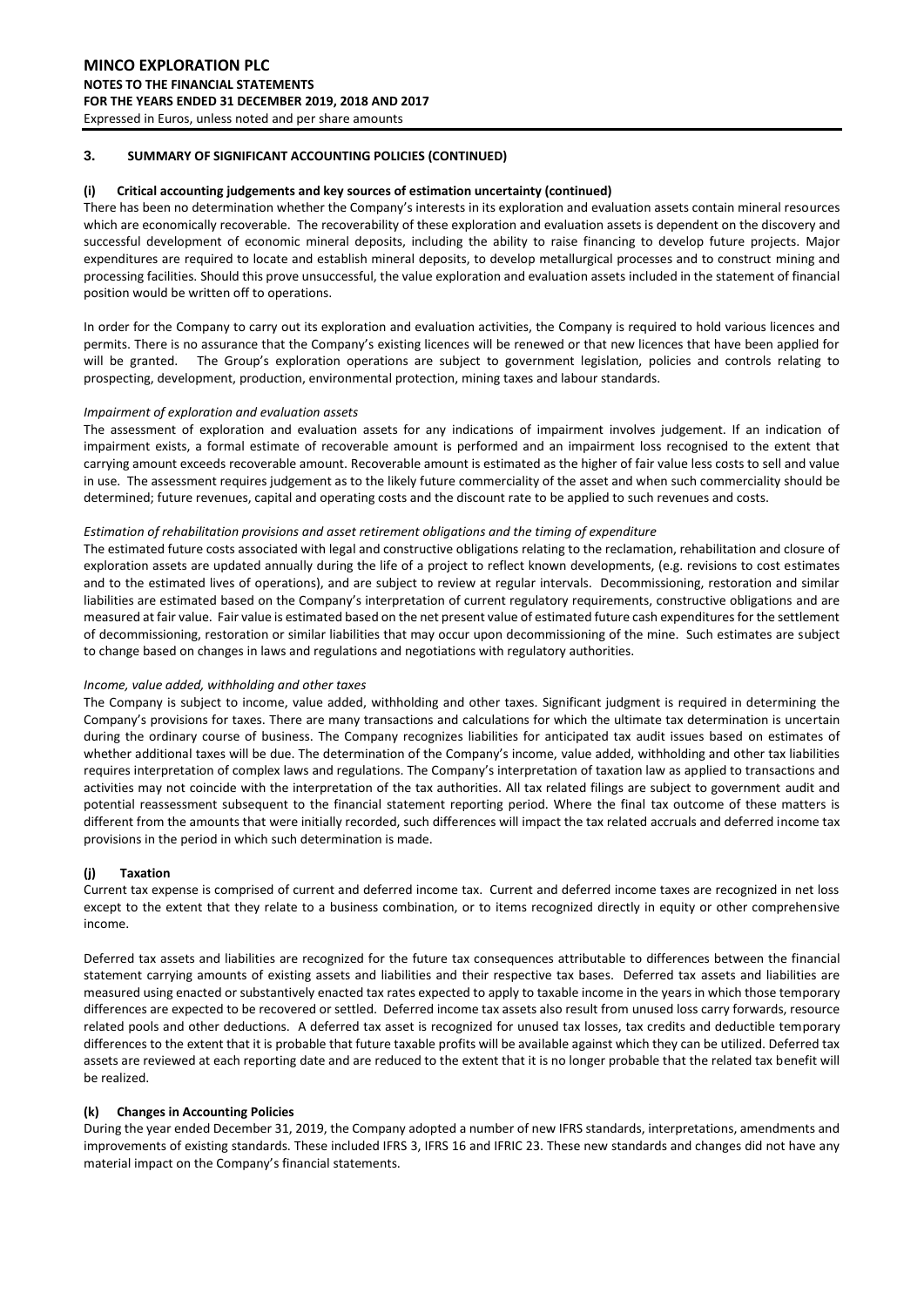## 3. SUMMARY OF SIGNIFICANT ACCOUNTING POLICIES (CONTINUED)

### (i) Critical accounting judgements and key sources of estimation uncertainty (continued)

There has been no determination whether the Company's interests in its exploration and evaluation assets contain mineral resources which are economically recoverable. The recoverability of these exploration and evaluation assets is dependent on the discovery and successful development of economic mineral deposits, including the ability to raise financing to develop future projects. Major expenditures are required to locate and establish mineral deposits, to develop metallurgical processes and to construct mining and processing facilities. Should this prove unsuccessful, the value exploration and evaluation assets included in the statement of financial position would be written off to operations.

In order for the Company to carry out its exploration and evaluation activities, the Company is required to hold various licences and permits. There is no assurance that the Company's existing licences will be renewed or that new licences that have been applied for will be granted. The Group's exploration operations are subject to government legislation, policies and controls relating to prospecting, development, production, environmental protection, mining taxes and labour standards.

*Impairment of exploration and evaluation assets*

The assessment of exploration and evaluation assets for any indications of impairment involves judgement. If an indication of impairment exists, a formal estimate of recoverable amount is performed and an impairment loss recognised to the extent that carrying amount exceeds recoverable amount. Recoverable amount is estimated as the higher of fair value less costs to sell and value in use. The assessment requires judgement as to the likely future commerciality of the asset and when such commerciality should be determined; future revenues, capital and operating costs and the discount rate to be applied to such revenues and costs.

*Estimation of rehabilitation provisions and asset retirement obligations and the timing of expenditure*

The estimated future costs associated with legal and constructive obligations relating to the reclamation, rehabilitation and closure of exploration assets are updated annually during the life of a project to reflect known developments, (e.g. revisions to cost estimates and to the estimated lives of operations), and are subject to review at regular intervals. Decommissioning, restoration and similar liabilities are estimated based on the Company's interpretation of current regulatory requirements, constructive obligations and are measured at fair value. Fair value is estimated based on the net present value of estimated future cash expenditures for the settlement of decommissioning, restoration or similar liabilities that may occur upon decommissioning of the mine. Such estimates are subject to change based on changes in laws and regulations and negotiations with regulatory authorities.

*Income, value added, withholding and other taxes*

The Company is subject to income, value added, withholding and other taxes. Significant judgment is required in determining the Company's provisions for taxes. There are many transactions and calculations for which the ultimate tax determination is uncertain during the ordinary course of business. The Company recognizes liabilities for anticipated tax audit issues based on estimates of whether additional taxes will be due. The determination of the Company's income, value added, withholding and other tax liabilities requires interpretation of complex laws and regulations. The Company's interpretation of taxation law as applied to transactions and activities may not coincide with the interpretation of the tax authorities. All tax related filings are subject to government audit and potential reassessment subsequent to the financial statement reporting period. Where the final tax outcome of these matters is different from the amounts that were initially recorded, such differences will impact the tax related accruals and deferred income tax provisions in the period in which such determination is made.

### (j) Taxation

Current tax expense is comprised of current and deferred income tax. Current and deferred income taxes are recognized in net loss except to the extent that they relate to a business combination, or to items recognized directly in equity or other comprehensive income.

Deferred tax assets and liabilities are recognized for the future tax consequences attributable to differences between the financial statement carrying amounts of existing assets and liabilities and their respective tax bases. Deferred tax assets and liabilities are measured using enacted or substantively enacted tax rates expected to apply to taxable income in the years in which those temporary differences are expected to be recovered or settled. Deferred income tax assets also result from unused loss carry forwards, resource related pools and other deductions. A deferred tax asset is recognized for unused tax losses, tax credits and deductible temporary differences to the extent that it is probable that future taxable profits will be available against which they can be utilized. Deferred tax assets are reviewed at each reporting date and are reduced to the extent that it is no longer probable that the related tax benefit will be realized.

### (k) Changes in Accounting Policies

During the year ended December 31, 2019, the Company adopted a number of new IFRS standards, interpretations, amendments and improvements of existing standards. These included IFRS 3, IFRS 16 and IFRIC 23. These new standards and changes did not have any material impact on the Company's financial statements.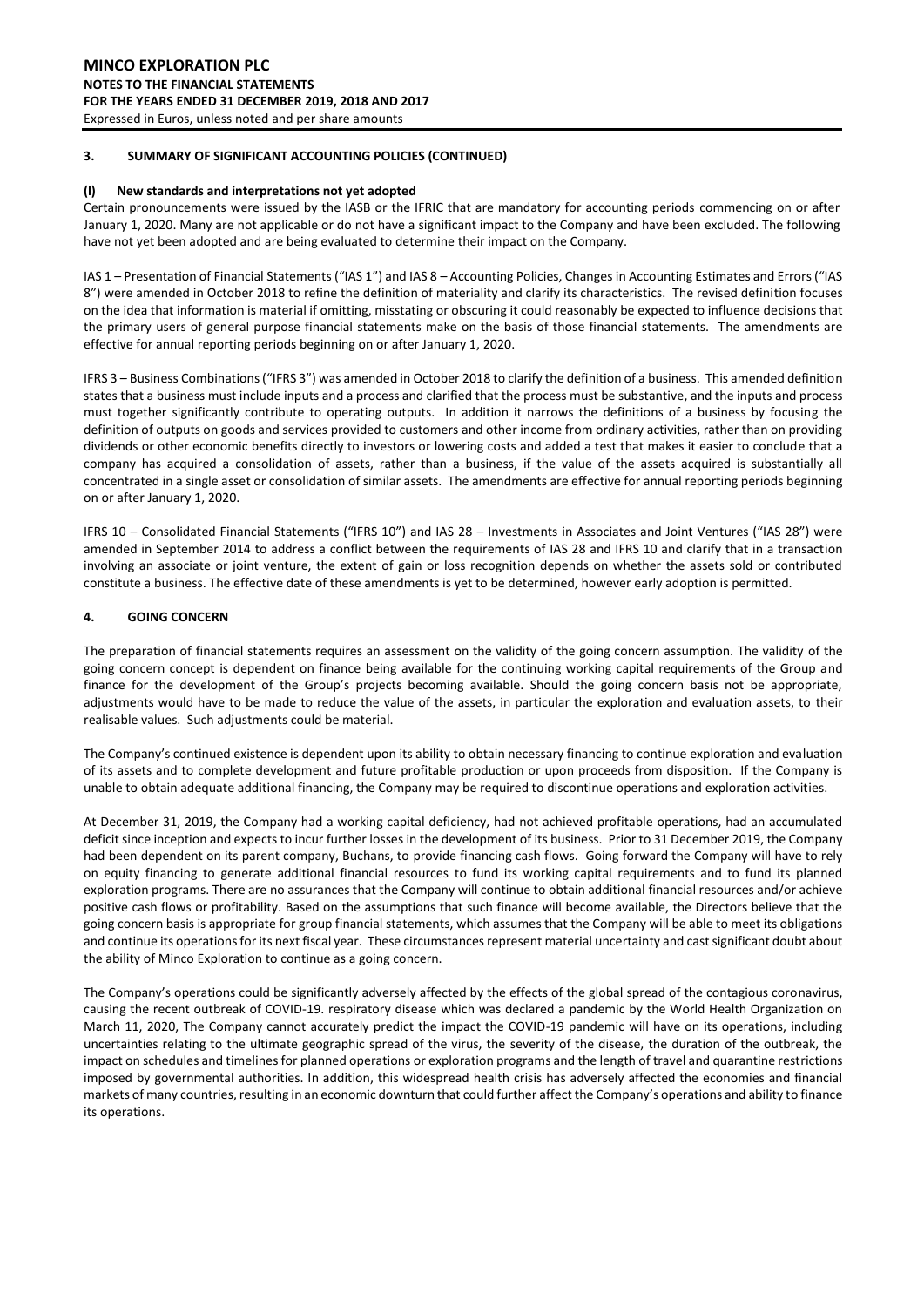### 3. SUMMARY OF SIGNIFICANT ACCOUNTING POLICIES (CONTINUED)

#### (l) New standards and interpretations not yet adopted

Certain pronouncements were issued by the IASB or the IFRIC that are mandatory for accounting periods commencing on or after January 1, 2020. Many are not applicable or do not have a significant impact to the Company and have been excluded. The following have not yet been adopted and are being evaluated to determine their impact on the Company.

IAS 1 – Presentation of Financial Statements ("IAS 1") and IAS 8 – Accounting Policies, Changes in Accounting Estimates and Errors ("IAS 8") were amended in October 2018 to refine the definition of materiality and clarify its characteristics. The revised definition focuses on the idea that information is material if omitting, misstating or obscuring it could reasonably be expected to influence decisions that the primary users of general purpose financial statements make on the basis of those financial statements. The amendments are effective for annual reporting periods beginning on or after January 1, 2020.

IFRS 3 – Business Combinations ("IFRS 3") was amended in October 2018 to clarify the definition of a business. This amended definition states that a business must include inputs and a process and clarified that the process must be substantive, and the inputs and process must together significantly contribute to operating outputs. In addition it narrows the definitions of a business by focusing the definition of outputs on goods and services provided to customers and other income from ordinary activities, rather than on providing dividends or other economic benefits directly to investors or lowering costs and added a test that makes it easier to conclude that a company has acquired a consolidation of assets, rather than a business, if the value of the assets acquired is substantially all concentrated in a single asset or consolidation of similar assets. The amendments are effective for annual reporting periods beginning on or after January 1, 2020.

IFRS 10 – Consolidated Financial Statements ("IFRS 10") and IAS 28 – Investments in Associates and Joint Ventures ("IAS 28") were amended in September 2014 to address a conflict between the requirements of IAS 28 and IFRS 10 and clarify that in a transaction involving an associate or joint venture, the extent of gain or loss recognition depends on whether the assets sold or contributed constitute a business. The effective date of these amendments is yet to be determined, however early adoption is permitted.

### 4. GOING CONCERN

The preparation of financial statements requires an assessment on the validity of the going concern assumption. The validity of the going concern concept is dependent on finance being available for the continuing working capital requirements of the Group and finance for the development of the Group's projects becoming available. Should the going concern basis not be appropriate, adjustments would have to be made to reduce the value of the assets, in particular the exploration and evaluation assets, to their realisable values. Such adjustments could be material.

The Company's continued existence is dependent upon its ability to obtain necessary financing to continue exploration and evaluation of its assets and to complete development and future profitable production or upon proceeds from disposition. If the Company is unable to obtain adequate additional financing, the Company may be required to discontinue operations and exploration activities.

At December 31, 2019, the Company had a working capital deficiency, had not achieved profitable operations, had an accumulated deficit since inception and expects to incur further losses in the development of its business. Prior to 31 December 2019, the Company had been dependent on its parent company, Buchans, to provide financing cash flows. Going forward the Company will have to rely on equity financing to generate additional financial resources to fund its working capital requirements and to fund its planned exploration programs. There are no assurances that the Company will continue to obtain additional financial resources and/or achieve positive cash flows or profitability. Based on the assumptions that such finance will become available, the Directors believe that the going concern basis is appropriate for group financial statements, which assumes that the Company will be able to meet its obligations and continue its operations for its next fiscal year. These circumstances represent material uncertainty and cast significant doubt about the ability of Minco Exploration to continue as a going concern.

The Company's operations could be significantly adversely affected by the effects of the global spread of the contagious coronavirus, causing the recent outbreak of COVID-19. respiratory disease which was declared a pandemic by the World Health Organization on March 11, 2020, The Company cannot accurately predict the impact the COVID-19 pandemic will have on its operations, including uncertainties relating to the ultimate geographic spread of the virus, the severity of the disease, the duration of the outbreak, the impact on schedules and timelines for planned operations or exploration programs and the length of travel and quarantine restrictions imposed by governmental authorities. In addition, this widespread health crisis has adversely affected the economies and financial markets of many countries, resulting in an economic downturn that could further affect the Company's operations and ability to finance its operations.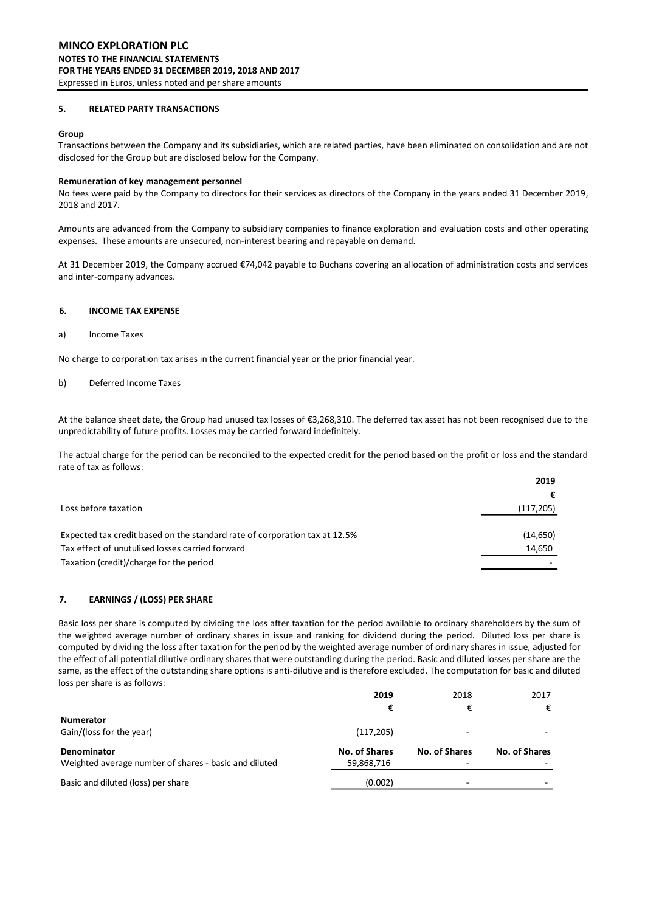## 5. RELATED PARTY TRANSACTIONS

**Group**

Transactions between the Company and its subsidiaries, which are related parties, have been eliminated on consolidation and are not disclosed for the Group but are disclosed below for the Company.

**Remuneration of key management personnel**

No fees were paid by the Company to directors for their services as directors of the Company in the years ended 31 December 2019, 2018 and 2017.

Amounts are advanced from the Company to subsidiary companies to finance exploration and evaluation costs and other operating expenses. These amounts are unsecured, non-interest bearing and repayable on demand.

At 31 December 2019, the Company accrued €74,042 payable to Buchans covering an allocation of administration costs and services and inter-company advances.

## 6. INCOME TAX EXPENSE

a) Income Taxes

No charge to corporation tax arises in the current financial year or the prior financial year.

b) Deferred Income Taxes

At the balance sheet date, the Group had unused tax losses of €3,268,310. The deferred tax asset has not been recognised due to the unpredictability of future profits. Losses may be carried forward indefinitely.

The actual charge for the period can be reconciled to the expected credit for the period based on the profit or loss and the standard rate of tax as follows:

| | **2019** |
|---|---|
| | **€** |
| Loss before taxation | (117,205) |
| Expected tax credit based on the standard rate of corporation tax at 12.5% | (14,650) |
| Tax effect of unutilised losses carried forward | 14,650 |
| Taxation (credit)/charge for the period | - |

## 7. EARNINGS / (LOSS) PER SHARE

Basic loss per share is computed by dividing the loss after taxation for the period available to ordinary shareholders by the sum of the weighted average number of ordinary shares in issue and ranking for dividend during the period. Diluted loss per share is computed by dividing the loss after taxation for the period by the weighted average number of ordinary shares in issue, adjusted for the effect of all potential dilutive ordinary shares that were outstanding during the period. Basic and diluted losses per share are the same, as the effect of the outstanding share options is anti-dilutive and is therefore excluded. The computation for basic and diluted loss per share is as follows:

| | **2019** | 2018 | 2017 |
|---|---|---|---|
| | **€** | € | € |
| **Numerator** | | | |
| Gain/(loss for the year) | (117,205) | - | - |
| **Denominator** | **No. of Shares** | **No. of Shares** | **No. of Shares** |
| Weighted average number of shares - basic and diluted | 59,868,716 | - | - |
| Basic and diluted (loss) per share | (0.002) | - | - |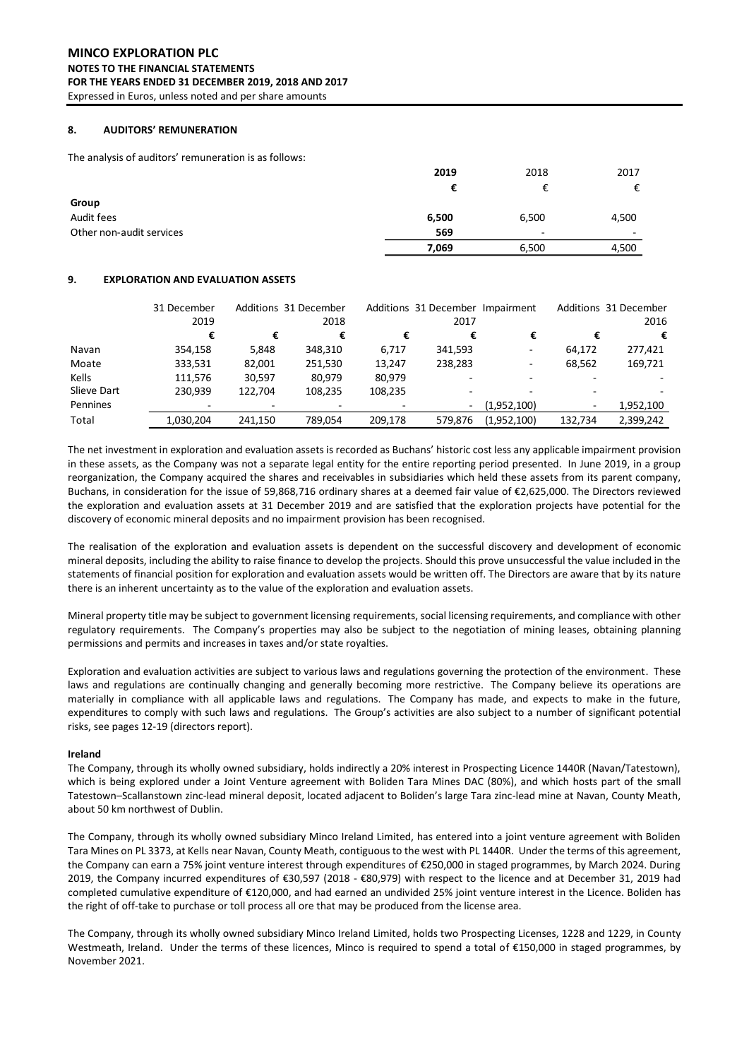## 8. AUDITORS' REMUNERATION

The analysis of auditors' remuneration is as follows:

| | **2019** | 2018 | 2017 |
|---|---|---|---|
| | **€** | € | € |
| **Group** | | | |
| Audit fees | **6,500** | 6,500 | 4,500 |
| Other non-audit services | **569** | - | - |
| | **7,069** | 6,500 | 4,500 |

## 9. EXPLORATION AND EVALUATION ASSETS

| | 31 December 2019 | Additions | 31 December 2018 | Additions | 31 December 2017 | Impairment | Additions | 31 December 2016 |
|---|---|---|---|---|---|---|---|---|
| | € | € | € | € | € | € | € | € |
| Navan | 354,158 | 5,848 | 348,310 | 6,717 | 341,593 | - | 64,172 | 277,421 |
| Moate | 333,531 | 82,001 | 251,530 | 13,247 | 238,283 | - | 68,562 | 169,721 |
| Kells | 111,576 | 30,597 | 80,979 | 80,979 | - | - | - | - |
| Slieve Dart | 230,939 | 122,704 | 108,235 | 108,235 | - | - | - | - |
| Pennines | - | - | - | - | - | (1,952,100) | - | 1,952,100 |
| Total | 1,030,204 | 241,150 | 789,054 | 209,178 | 579,876 | (1,952,100) | 132,734 | 2,399,242 |

The net investment in exploration and evaluation assets is recorded as Buchans' historic cost less any applicable impairment provision in these assets, as the Company was not a separate legal entity for the entire reporting period presented. In June 2019, in a group reorganization, the Company acquired the shares and receivables in subsidiaries which held these assets from its parent company, Buchans, in consideration for the issue of 59,868,716 ordinary shares at a deemed fair value of €2,625,000. The Directors reviewed the exploration and evaluation assets at 31 December 2019 and are satisfied that the exploration projects have potential for the discovery of economic mineral deposits and no impairment provision has been recognised.

The realisation of the exploration and evaluation assets is dependent on the successful discovery and development of economic mineral deposits, including the ability to raise finance to develop the projects. Should this prove unsuccessful the value included in the statements of financial position for exploration and evaluation assets would be written off. The Directors are aware that by its nature there is an inherent uncertainty as to the value of the exploration and evaluation assets.

Mineral property title may be subject to government licensing requirements, social licensing requirements, and compliance with other regulatory requirements. The Company's properties may also be subject to the negotiation of mining leases, obtaining planning permissions and permits and increases in taxes and/or state royalties.

Exploration and evaluation activities are subject to various laws and regulations governing the protection of the environment. These laws and regulations are continually changing and generally becoming more restrictive. The Company believe its operations are materially in compliance with all applicable laws and regulations. The Company has made, and expects to make in the future, expenditures to comply with such laws and regulations. The Group's activities are also subject to a number of significant potential risks, see pages 12-19 (directors report).

### Ireland

The Company, through its wholly owned subsidiary, holds indirectly a 20% interest in Prospecting Licence 1440R (Navan/Tatestown), which is being explored under a Joint Venture agreement with Boliden Tara Mines DAC (80%), and which hosts part of the small Tatestown–Scallanstown zinc-lead mineral deposit, located adjacent to Boliden's large Tara zinc-lead mine at Navan, County Meath, about 50 km northwest of Dublin.

The Company, through its wholly owned subsidiary Minco Ireland Limited, has entered into a joint venture agreement with Boliden Tara Mines on PL 3373, at Kells near Navan, County Meath, contiguous to the west with PL 1440R. Under the terms of this agreement, the Company can earn a 75% joint venture interest through expenditures of €250,000 in staged programmes, by March 2024. During 2019, the Company incurred expenditures of €30,597 (2018 - €80,979) with respect to the licence and at December 31, 2019 had completed cumulative expenditure of €120,000, and had earned an undivided 25% joint venture interest in the Licence. Boliden has the right of off-take to purchase or toll process all ore that may be produced from the license area.

The Company, through its wholly owned subsidiary Minco Ireland Limited, holds two Prospecting Licenses, 1228 and 1229, in County Westmeath, Ireland. Under the terms of these licences, Minco is required to spend a total of €150,000 in staged programmes, by November 2021.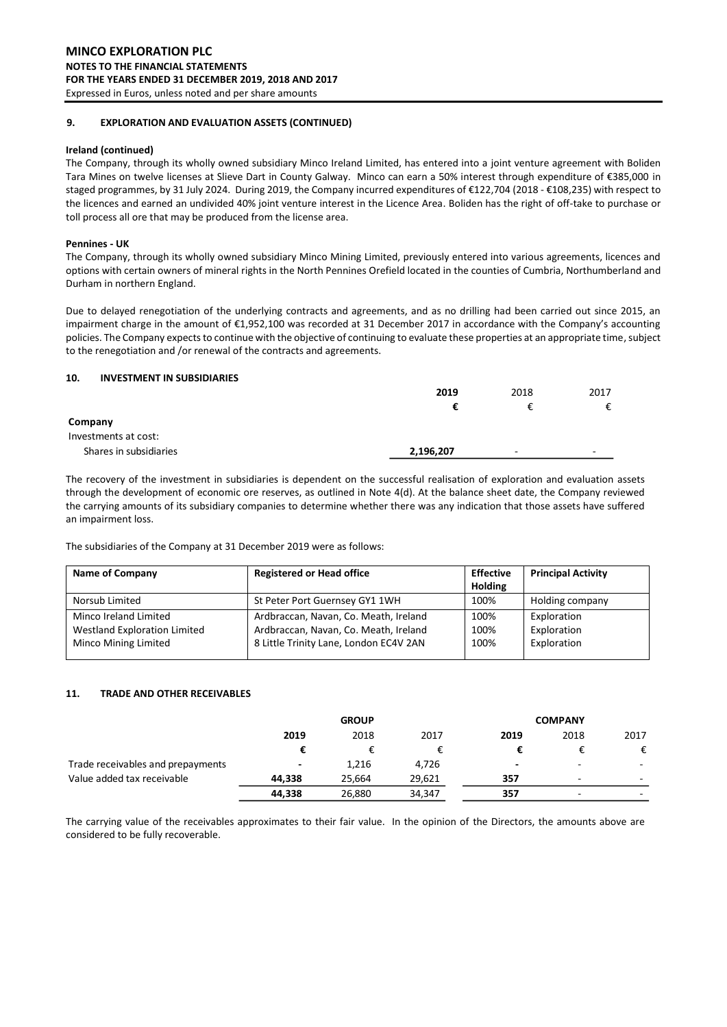## 9. EXPLORATION AND EVALUATION ASSETS (CONTINUED)

**Ireland (continued)**

The Company, through its wholly owned subsidiary Minco Ireland Limited, has entered into a joint venture agreement with Boliden Tara Mines on twelve licenses at Slieve Dart in County Galway. Minco can earn a 50% interest through expenditure of €385,000 in staged programmes, by 31 July 2024. During 2019, the Company incurred expenditures of €122,704 (2018 - €108,235) with respect to the licences and earned an undivided 40% joint venture interest in the Licence Area. Boliden has the right of off-take to purchase or toll process all ore that may be produced from the license area.

**Pennines - UK**

The Company, through its wholly owned subsidiary Minco Mining Limited, previously entered into various agreements, licences and options with certain owners of mineral rights in the North Pennines Orefield located in the counties of Cumbria, Northumberland and Durham in northern England.

Due to delayed renegotiation of the underlying contracts and agreements, and as no drilling had been carried out since 2015, an impairment charge in the amount of €1,952,100 was recorded at 31 December 2017 in accordance with the Company's accounting policies. The Company expects to continue with the objective of continuing to evaluate these properties at an appropriate time, subject to the renegotiation and /or renewal of the contracts and agreements.

## 10. INVESTMENT IN SUBSIDIARIES

| | **2019** | 2018 | 2017 |
|---|---|---|---|
| | **€** | € | € |
| **Company** | | | |
| Investments at cost: | | | |
| Shares in subsidiaries | **2,196,207** | - | - |

The recovery of the investment in subsidiaries is dependent on the successful realisation of exploration and evaluation assets through the development of economic ore reserves, as outlined in Note 4(d). At the balance sheet date, the Company reviewed the carrying amounts of its subsidiary companies to determine whether there was any indication that those assets have suffered an impairment loss.

The subsidiaries of the Company at 31 December 2019 were as follows:

| Name of Company | Registered or Head office | Effective Holding | Principal Activity |
|---|---|---|---|
| Norsub Limited | St Peter Port Guernsey GY1 1WH | 100% | Holding company |
| Minco Ireland Limited | Ardbraccan, Navan, Co. Meath, Ireland | 100% | Exploration |
| Westland Exploration Limited | Ardbraccan, Navan, Co. Meath, Ireland | 100% | Exploration |
| Minco Mining Limited | 8 Little Trinity Lane, London EC4V 2AN | 100% | Exploration |

## 11. TRADE AND OTHER RECEIVABLES

| | **GROUP** | | | **COMPANY** | | |
|---|---|---|---|---|---|---|
| | **2019** | 2018 | 2017 | **2019** | 2018 | 2017 |
| | **€** | € | € | **€** | € | € |
| Trade receivables and prepayments | **-** | 1,216 | 4,726 | **-** | - | - |
| Value added tax receivable | **44,338** | 25,664 | 29,621 | **357** | - | - |
| | **44,338** | 26,880 | 34,347 | **357** | - | - |

The carrying value of the receivables approximates to their fair value. In the opinion of the Directors, the amounts above are considered to be fully recoverable.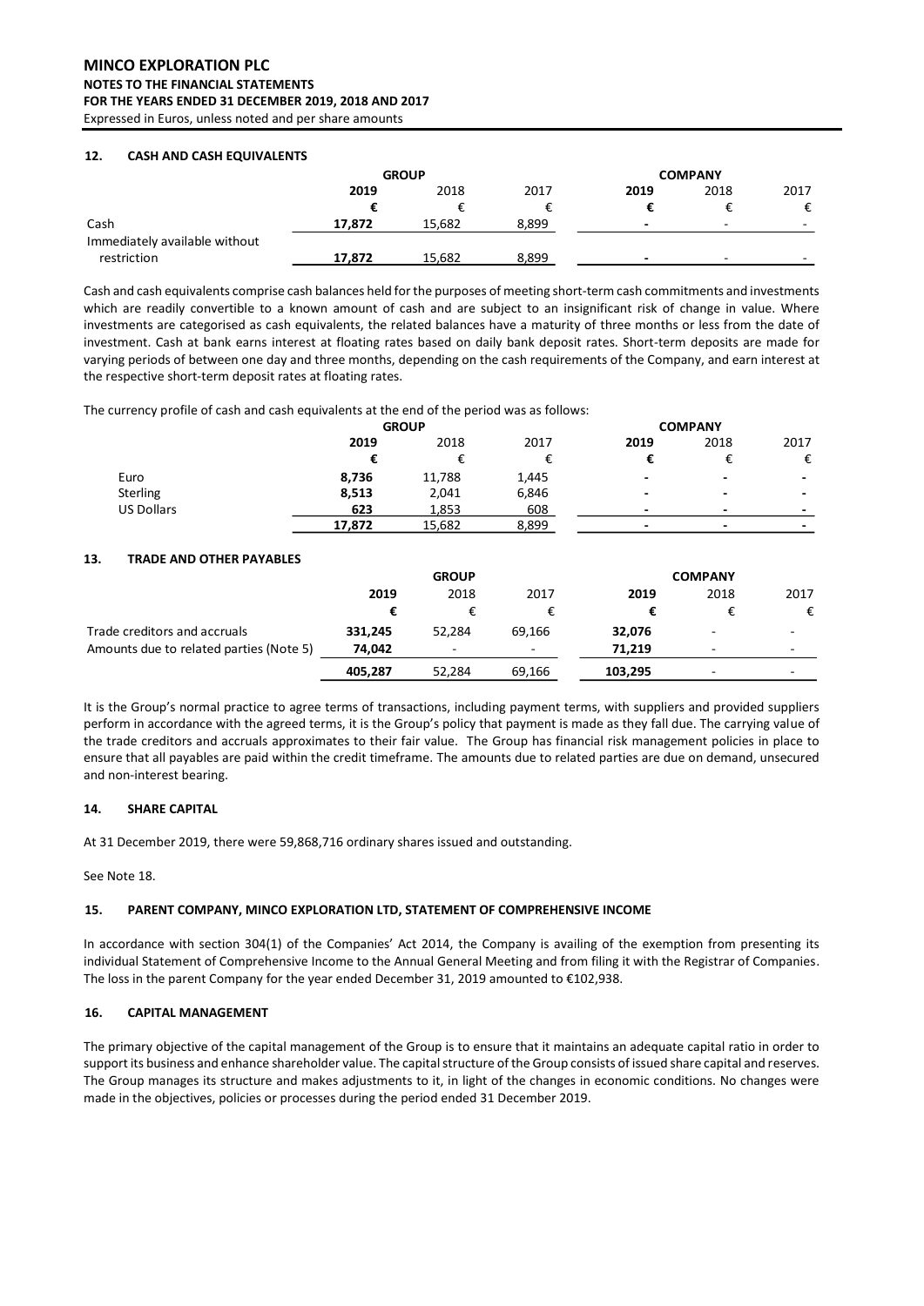## 12. CASH AND CASH EQUIVALENTS

| | GROUP | | | COMPANY | | |
|---|---|---|---|---|---|---|
| | **2019** | 2018 | 2017 | **2019** | 2018 | 2017 |
| | **€** | € | € | **€** | € | € |
| Cash | **17,872** | 15,682 | 8,899 | **-** | - | - |
| Immediately available without restriction | **17,872** | 15,682 | 8,899 | **-** | - | - |

Cash and cash equivalents comprise cash balances held for the purposes of meeting short-term cash commitments and investments which are readily convertible to a known amount of cash and are subject to an insignificant risk of change in value. Where investments are categorised as cash equivalents, the related balances have a maturity of three months or less from the date of investment. Cash at bank earns interest at floating rates based on daily bank deposit rates. Short-term deposits are made for varying periods of between one day and three months, depending on the cash requirements of the Company, and earn interest at the respective short-term deposit rates at floating rates.

The currency profile of cash and cash equivalents at the end of the period was as follows:

| | GROUP | | | COMPANY | | |
|---|---|---|---|---|---|---|
| | **2019** | 2018 | 2017 | **2019** | 2018 | 2017 |
| | **€** | € | € | **€** | € | € |
| Euro | **8,736** | 11,788 | 1,445 | **-** | **-** | **-** |
| Sterling | **8,513** | 2,041 | 6,846 | **-** | **-** | **-** |
| US Dollars | **623** | 1,853 | 608 | **-** | **-** | **-** |
| | **17,872** | 15,682 | 8,899 | **-** | **-** | **-** |

## 13. TRADE AND OTHER PAYABLES

| | GROUP | | | COMPANY | | |
|---|---|---|---|---|---|---|
| | **2019** | 2018 | 2017 | **2019** | 2018 | 2017 |
| | **€** | € | € | **€** | € | € |
| Trade creditors and accruals | **331,245** | 52,284 | 69,166 | **32,076** | - | - |
| Amounts due to related parties (Note 5) | **74,042** | - | - | **71,219** | - | - |
| | **405,287** | 52,284 | 69,166 | **103,295** | - | - |

It is the Group's normal practice to agree terms of transactions, including payment terms, with suppliers and provided suppliers perform in accordance with the agreed terms, it is the Group's policy that payment is made as they fall due. The carrying value of the trade creditors and accruals approximates to their fair value. The Group has financial risk management policies in place to ensure that all payables are paid within the credit timeframe. The amounts due to related parties are due on demand, unsecured and non-interest bearing.

## 14. SHARE CAPITAL

At 31 December 2019, there were 59,868,716 ordinary shares issued and outstanding.

See Note 18.

## 15. PARENT COMPANY, MINCO EXPLORATION LTD, STATEMENT OF COMPREHENSIVE INCOME

In accordance with section 304(1) of the Companies' Act 2014, the Company is availing of the exemption from presenting its individual Statement of Comprehensive Income to the Annual General Meeting and from filing it with the Registrar of Companies. The loss in the parent Company for the year ended December 31, 2019 amounted to €102,938.

## 16. CAPITAL MANAGEMENT

The primary objective of the capital management of the Group is to ensure that it maintains an adequate capital ratio in order to support its business and enhance shareholder value. The capital structure of the Group consists of issued share capital and reserves. The Group manages its structure and makes adjustments to it, in light of the changes in economic conditions. No changes were made in the objectives, policies or processes during the period ended 31 December 2019.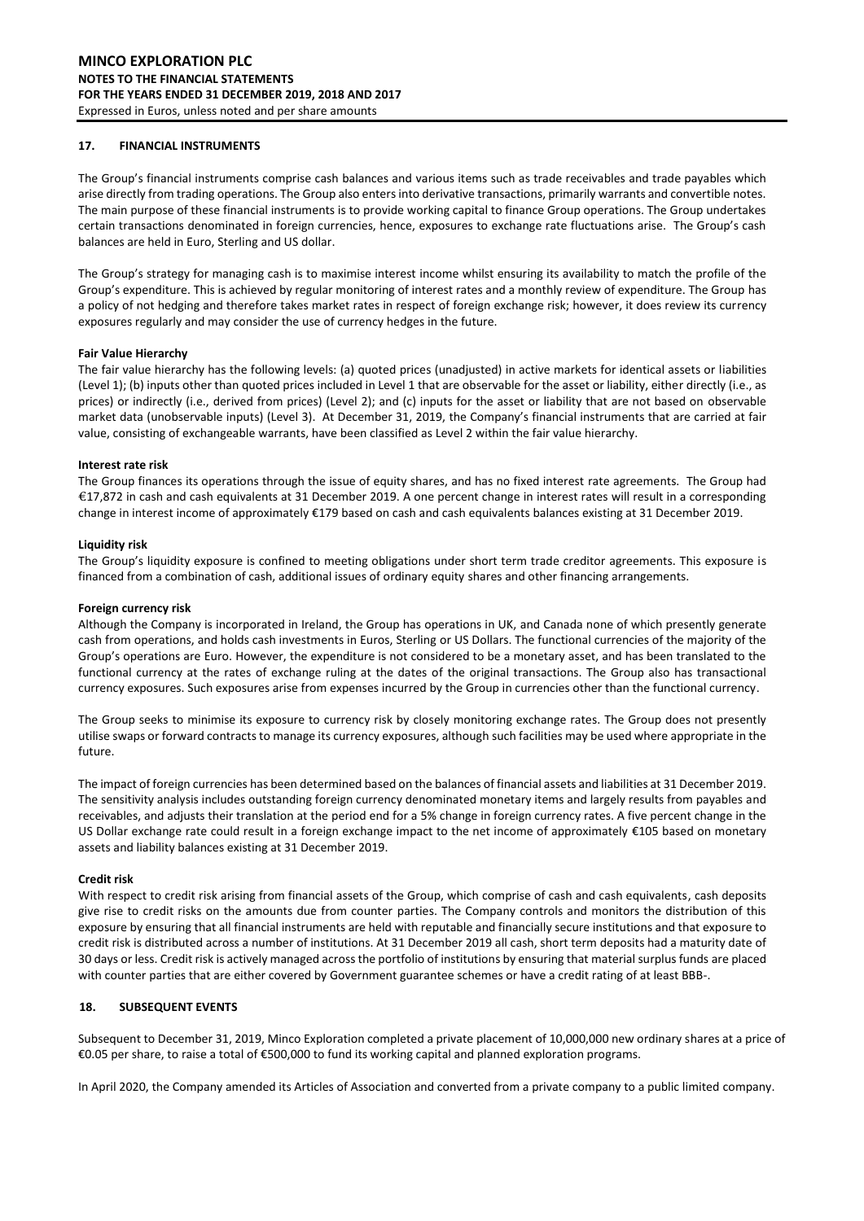## 17. FINANCIAL INSTRUMENTS

The Group's financial instruments comprise cash balances and various items such as trade receivables and trade payables which arise directly from trading operations. The Group also enters into derivative transactions, primarily warrants and convertible notes. The main purpose of these financial instruments is to provide working capital to finance Group operations. The Group undertakes certain transactions denominated in foreign currencies, hence, exposures to exchange rate fluctuations arise. The Group's cash balances are held in Euro, Sterling and US dollar.

The Group's strategy for managing cash is to maximise interest income whilst ensuring its availability to match the profile of the Group's expenditure. This is achieved by regular monitoring of interest rates and a monthly review of expenditure. The Group has a policy of not hedging and therefore takes market rates in respect of foreign exchange risk; however, it does review its currency exposures regularly and may consider the use of currency hedges in the future.

### Fair Value Hierarchy

The fair value hierarchy has the following levels: (a) quoted prices (unadjusted) in active markets for identical assets or liabilities (Level 1); (b) inputs other than quoted prices included in Level 1 that are observable for the asset or liability, either directly (i.e., as prices) or indirectly (i.e., derived from prices) (Level 2); and (c) inputs for the asset or liability that are not based on observable market data (unobservable inputs) (Level 3). At December 31, 2019, the Company's financial instruments that are carried at fair value, consisting of exchangeable warrants, have been classified as Level 2 within the fair value hierarchy.

### Interest rate risk

The Group finances its operations through the issue of equity shares, and has no fixed interest rate agreements. The Group had €17,872 in cash and cash equivalents at 31 December 2019. A one percent change in interest rates will result in a corresponding change in interest income of approximately €179 based on cash and cash equivalents balances existing at 31 December 2019.

### Liquidity risk

The Group's liquidity exposure is confined to meeting obligations under short term trade creditor agreements. This exposure is financed from a combination of cash, additional issues of ordinary equity shares and other financing arrangements.

### Foreign currency risk

Although the Company is incorporated in Ireland, the Group has operations in UK, and Canada none of which presently generate cash from operations, and holds cash investments in Euros, Sterling or US Dollars. The functional currencies of the majority of the Group's operations are Euro. However, the expenditure is not considered to be a monetary asset, and has been translated to the functional currency at the rates of exchange ruling at the dates of the original transactions. The Group also has transactional currency exposures. Such exposures arise from expenses incurred by the Group in currencies other than the functional currency.

The Group seeks to minimise its exposure to currency risk by closely monitoring exchange rates. The Group does not presently utilise swaps or forward contracts to manage its currency exposures, although such facilities may be used where appropriate in the future.

The impact of foreign currencies has been determined based on the balances of financial assets and liabilities at 31 December 2019. The sensitivity analysis includes outstanding foreign currency denominated monetary items and largely results from payables and receivables, and adjusts their translation at the period end for a 5% change in foreign currency rates. A five percent change in the US Dollar exchange rate could result in a foreign exchange impact to the net income of approximately €105 based on monetary assets and liability balances existing at 31 December 2019.

### Credit risk

With respect to credit risk arising from financial assets of the Group, which comprise of cash and cash equivalents, cash deposits give rise to credit risks on the amounts due from counter parties. The Company controls and monitors the distribution of this exposure by ensuring that all financial instruments are held with reputable and financially secure institutions and that exposure to credit risk is distributed across a number of institutions. At 31 December 2019 all cash, short term deposits had a maturity date of 30 days or less. Credit risk is actively managed across the portfolio of institutions by ensuring that material surplus funds are placed with counter parties that are either covered by Government guarantee schemes or have a credit rating of at least BBB-.

## 18. SUBSEQUENT EVENTS

Subsequent to December 31, 2019, Minco Exploration completed a private placement of 10,000,000 new ordinary shares at a price of €0.05 per share, to raise a total of €500,000 to fund its working capital and planned exploration programs.

In April 2020, the Company amended its Articles of Association and converted from a private company to a public limited company.